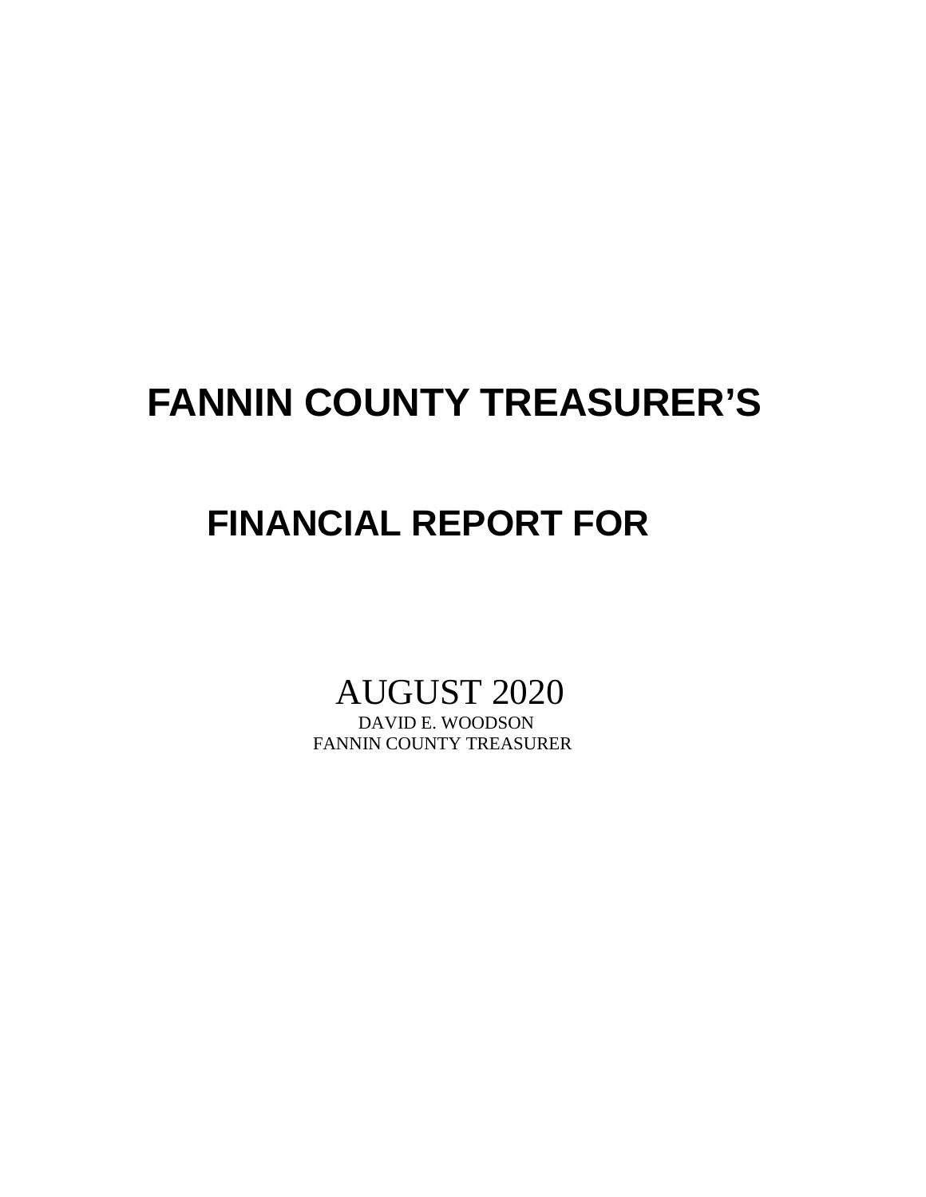# FANNIN COUNTY TREASURER'S

## FINANCIAL REPORT FOR

AUGUST 2020

DAVID E. WOODSON

FANNIN COUNTY TREASURER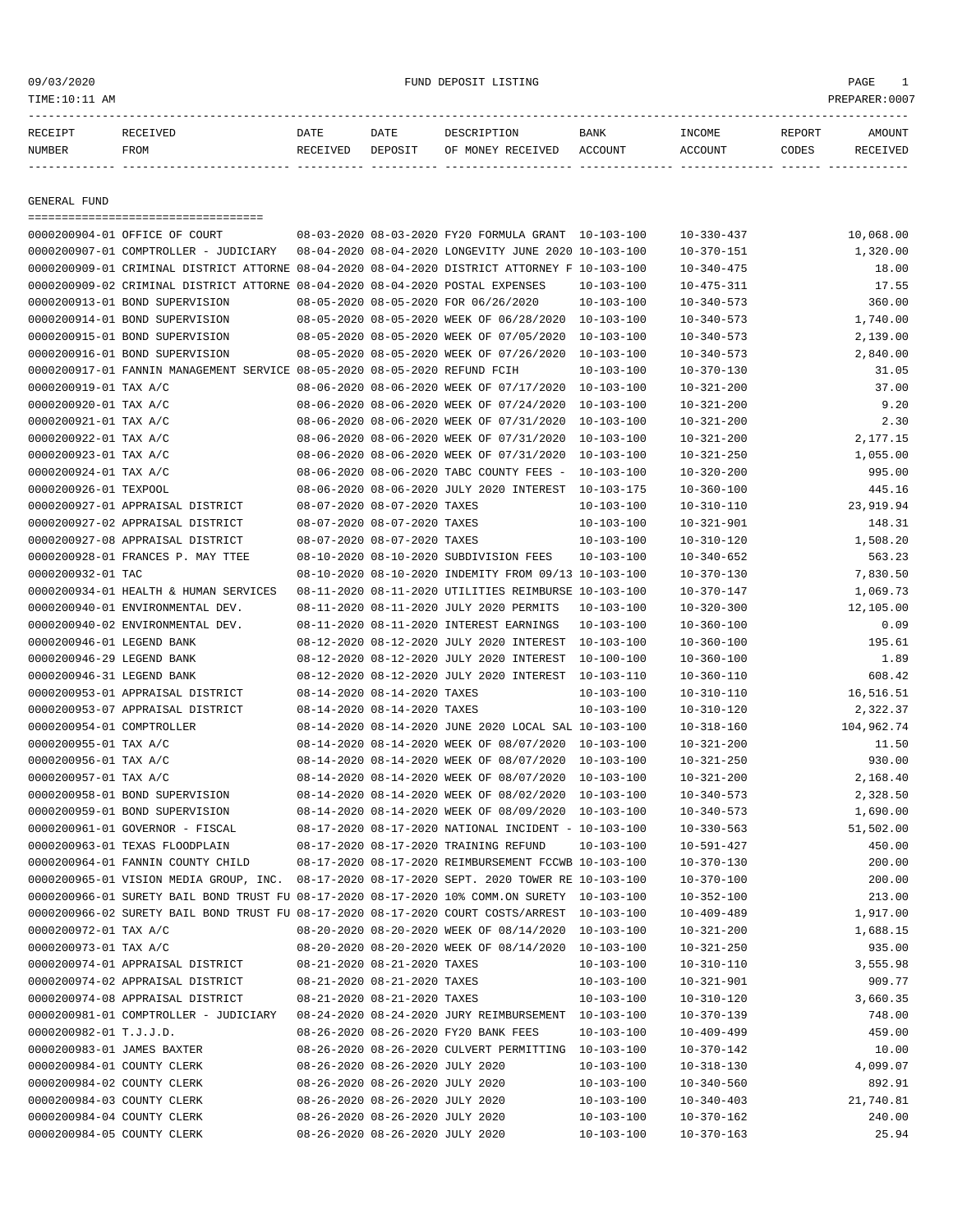09/03/2020 FUND DEPOSIT LISTING

TIME:10:11 AM PREPARER:0007

| RECEIPT NUMBER | RECEIVED FROM | DATE RECEIVED | DATE DEPOSIT | DESCRIPTION OF MONEY RECEIVED | BANK ACCOUNT | INCOME ACCOUNT | REPORT CODES | AMOUNT RECEIVED |
|---|---|---|---|---|---|---|---|---|

## GENERAL FUND

| RECEIPT NUMBER | RECEIVED FROM | DATE RECEIVED | DATE DEPOSIT | DESCRIPTION OF MONEY RECEIVED | BANK ACCOUNT | INCOME ACCOUNT | REPORT CODES | AMOUNT RECEIVED |
|---|---|---|---|---|---|---|---|---|
| 0000200904-01 | OFFICE OF COURT | 08-03-2020 | 08-03-2020 | FY20 FORMULA GRANT | 10-103-100 | 10-330-437 | | 10,068.00 |
| 0000200907-01 | COMPTROLLER - JUDICIARY | 08-04-2020 | 08-04-2020 | LONGEVITY JUNE 2020 | 10-103-100 | 10-370-151 | | 1,320.00 |
| 0000200909-01 | CRIMINAL DISTRICT ATTORNE | 08-04-2020 | 08-04-2020 | DISTRICT ATTORNEY F | 10-103-100 | 10-340-475 | | 18.00 |
| 0000200909-02 | CRIMINAL DISTRICT ATTORNE | 08-04-2020 | 08-04-2020 | POSTAL EXPENSES | 10-103-100 | 10-475-311 | | 17.55 |
| 0000200913-01 | BOND SUPERVISION | 08-05-2020 | 08-05-2020 | FOR 06/26/2020 | 10-103-100 | 10-340-573 | | 360.00 |
| 0000200914-01 | BOND SUPERVISION | 08-05-2020 | 08-05-2020 | WEEK OF 06/28/2020 | 10-103-100 | 10-340-573 | | 1,740.00 |
| 0000200915-01 | BOND SUPERVISION | 08-05-2020 | 08-05-2020 | WEEK OF 07/05/2020 | 10-103-100 | 10-340-573 | | 2,139.00 |
| 0000200916-01 | BOND SUPERVISION | 08-05-2020 | 08-05-2020 | WEEK OF 07/26/2020 | 10-103-100 | 10-340-573 | | 2,840.00 |
| 0000200917-01 | FANNIN MANAGEMENT SERVICE | 08-05-2020 | 08-05-2020 | REFUND FCIH | 10-103-100 | 10-370-130 | | 31.05 |
| 0000200919-01 | TAX A/C | 08-06-2020 | 08-06-2020 | WEEK OF 07/17/2020 | 10-103-100 | 10-321-200 | | 37.00 |
| 0000200920-01 | TAX A/C | 08-06-2020 | 08-06-2020 | WEEK OF 07/24/2020 | 10-103-100 | 10-321-200 | | 9.20 |
| 0000200921-01 | TAX A/C | 08-06-2020 | 08-06-2020 | WEEK OF 07/31/2020 | 10-103-100 | 10-321-200 | | 2.30 |
| 0000200922-01 | TAX A/C | 08-06-2020 | 08-06-2020 | WEEK OF 07/31/2020 | 10-103-100 | 10-321-200 | | 2,177.15 |
| 0000200923-01 | TAX A/C | 08-06-2020 | 08-06-2020 | WEEK OF 07/31/2020 | 10-103-100 | 10-321-250 | | 1,055.00 |
| 0000200924-01 | TAX A/C | 08-06-2020 | 08-06-2020 | TABC COUNTY FEES - | 10-103-100 | 10-320-200 | | 995.00 |
| 0000200926-01 | TEXPOOL | 08-06-2020 | 08-06-2020 | JULY 2020 INTEREST | 10-103-175 | 10-360-100 | | 445.16 |
| 0000200927-01 | APPRAISAL DISTRICT | 08-07-2020 | 08-07-2020 | TAXES | 10-103-100 | 10-310-110 | | 23,919.94 |
| 0000200927-02 | APPRAISAL DISTRICT | 08-07-2020 | 08-07-2020 | TAXES | 10-103-100 | 10-321-901 | | 148.31 |
| 0000200927-08 | APPRAISAL DISTRICT | 08-07-2020 | 08-07-2020 | TAXES | 10-103-100 | 10-310-120 | | 1,508.20 |
| 0000200928-01 | FRANCES P. MAY TTEE | 08-10-2020 | 08-10-2020 | SUBDIVISION FEES | 10-103-100 | 10-340-652 | | 563.23 |
| 0000200932-01 | TAC | 08-10-2020 | 08-10-2020 | INDEMITY FROM 09/13 | 10-103-100 | 10-370-130 | | 7,830.50 |
| 0000200934-01 | HEALTH & HUMAN SERVICES | 08-11-2020 | 08-11-2020 | UTILITIES REIMBURSE | 10-103-100 | 10-370-147 | | 1,069.73 |
| 0000200940-01 | ENVIRONMENTAL DEV. | 08-11-2020 | 08-11-2020 | JULY 2020 PERMITS | 10-103-100 | 10-320-300 | | 12,105.00 |
| 0000200940-02 | ENVIRONMENTAL DEV. | 08-11-2020 | 08-11-2020 | INTEREST EARNINGS | 10-103-100 | 10-360-100 | | 0.09 |
| 0000200946-01 | LEGEND BANK | 08-12-2020 | 08-12-2020 | JULY 2020 INTEREST | 10-103-100 | 10-360-100 | | 195.61 |
| 0000200946-29 | LEGEND BANK | 08-12-2020 | 08-12-2020 | JULY 2020 INTEREST | 10-100-100 | 10-360-100 | | 1.89 |
| 0000200946-31 | LEGEND BANK | 08-12-2020 | 08-12-2020 | JULY 2020 INTEREST | 10-103-110 | 10-360-110 | | 608.42 |
| 0000200953-01 | APPRAISAL DISTRICT | 08-14-2020 | 08-14-2020 | TAXES | 10-103-100 | 10-310-110 | | 16,516.51 |
| 0000200953-07 | APPRAISAL DISTRICT | 08-14-2020 | 08-14-2020 | TAXES | 10-103-100 | 10-310-120 | | 2,322.37 |
| 0000200954-01 | COMPTROLLER | 08-14-2020 | 08-14-2020 | JUNE 2020 LOCAL SAL | 10-103-100 | 10-318-160 | | 104,962.74 |
| 0000200955-01 | TAX A/C | 08-14-2020 | 08-14-2020 | WEEK OF 08/07/2020 | 10-103-100 | 10-321-200 | | 11.50 |
| 0000200956-01 | TAX A/C | 08-14-2020 | 08-14-2020 | WEEK OF 08/07/2020 | 10-103-100 | 10-321-250 | | 930.00 |
| 0000200957-01 | TAX A/C | 08-14-2020 | 08-14-2020 | WEEK OF 08/07/2020 | 10-103-100 | 10-321-200 | | 2,168.40 |
| 0000200958-01 | BOND SUPERVISION | 08-14-2020 | 08-14-2020 | WEEK OF 08/02/2020 | 10-103-100 | 10-340-573 | | 2,328.50 |
| 0000200959-01 | BOND SUPERVISION | 08-14-2020 | 08-14-2020 | WEEK OF 08/09/2020 | 10-103-100 | 10-340-573 | | 1,690.00 |
| 0000200961-01 | GOVERNOR - FISCAL | 08-17-2020 | 08-17-2020 | NATIONAL INCIDENT - | 10-103-100 | 10-330-563 | | 51,502.00 |
| 0000200963-01 | TEXAS FLOODPLAIN | 08-17-2020 | 08-17-2020 | TRAINING REFUND | 10-103-100 | 10-591-427 | | 450.00 |
| 0000200964-01 | FANNIN COUNTY CHILD | 08-17-2020 | 08-17-2020 | REIMBURSEMENT FCCWB | 10-103-100 | 10-370-130 | | 200.00 |
| 0000200965-01 | VISION MEDIA GROUP, INC. | 08-17-2020 | 08-17-2020 | SEPT. 2020 TOWER RE | 10-103-100 | 10-370-100 | | 200.00 |
| 0000200966-01 | SURETY BAIL BOND TRUST FU | 08-17-2020 | 08-17-2020 | 10% COMM.ON SURETY | 10-103-100 | 10-352-100 | | 213.00 |
| 0000200966-02 | SURETY BAIL BOND TRUST FU | 08-17-2020 | 08-17-2020 | COURT COSTS/ARREST | 10-103-100 | 10-409-489 | | 1,917.00 |
| 0000200972-01 | TAX A/C | 08-20-2020 | 08-20-2020 | WEEK OF 08/14/2020 | 10-103-100 | 10-321-200 | | 1,688.15 |
| 0000200973-01 | TAX A/C | 08-20-2020 | 08-20-2020 | WEEK OF 08/14/2020 | 10-103-100 | 10-321-250 | | 935.00 |
| 0000200974-01 | APPRAISAL DISTRICT | 08-21-2020 | 08-21-2020 | TAXES | 10-103-100 | 10-310-110 | | 3,555.98 |
| 0000200974-02 | APPRAISAL DISTRICT | 08-21-2020 | 08-21-2020 | TAXES | 10-103-100 | 10-321-901 | | 909.77 |
| 0000200974-08 | APPRAISAL DISTRICT | 08-21-2020 | 08-21-2020 | TAXES | 10-103-100 | 10-310-120 | | 3,660.35 |
| 0000200981-01 | COMPTROLLER - JUDICIARY | 08-24-2020 | 08-24-2020 | JURY REIMBURSEMENT | 10-103-100 | 10-370-139 | | 748.00 |
| 0000200982-01 | T.J.J.D. | 08-26-2020 | 08-26-2020 | FY20 BANK FEES | 10-103-100 | 10-409-499 | | 459.00 |
| 0000200983-01 | JAMES BAXTER | 08-26-2020 | 08-26-2020 | CULVERT PERMITTING | 10-103-100 | 10-370-142 | | 10.00 |
| 0000200984-01 | COUNTY CLERK | 08-26-2020 | 08-26-2020 | JULY 2020 | 10-103-100 | 10-318-130 | | 4,099.07 |
| 0000200984-02 | COUNTY CLERK | 08-26-2020 | 08-26-2020 | JULY 2020 | 10-103-100 | 10-340-560 | | 892.91 |
| 0000200984-03 | COUNTY CLERK | 08-26-2020 | 08-26-2020 | JULY 2020 | 10-103-100 | 10-340-403 | | 21,740.81 |
| 0000200984-04 | COUNTY CLERK | 08-26-2020 | 08-26-2020 | JULY 2020 | 10-103-100 | 10-370-162 | | 240.00 |
| 0000200984-05 | COUNTY CLERK | 08-26-2020 | 08-26-2020 | JULY 2020 | 10-103-100 | 10-370-163 | | 25.94 |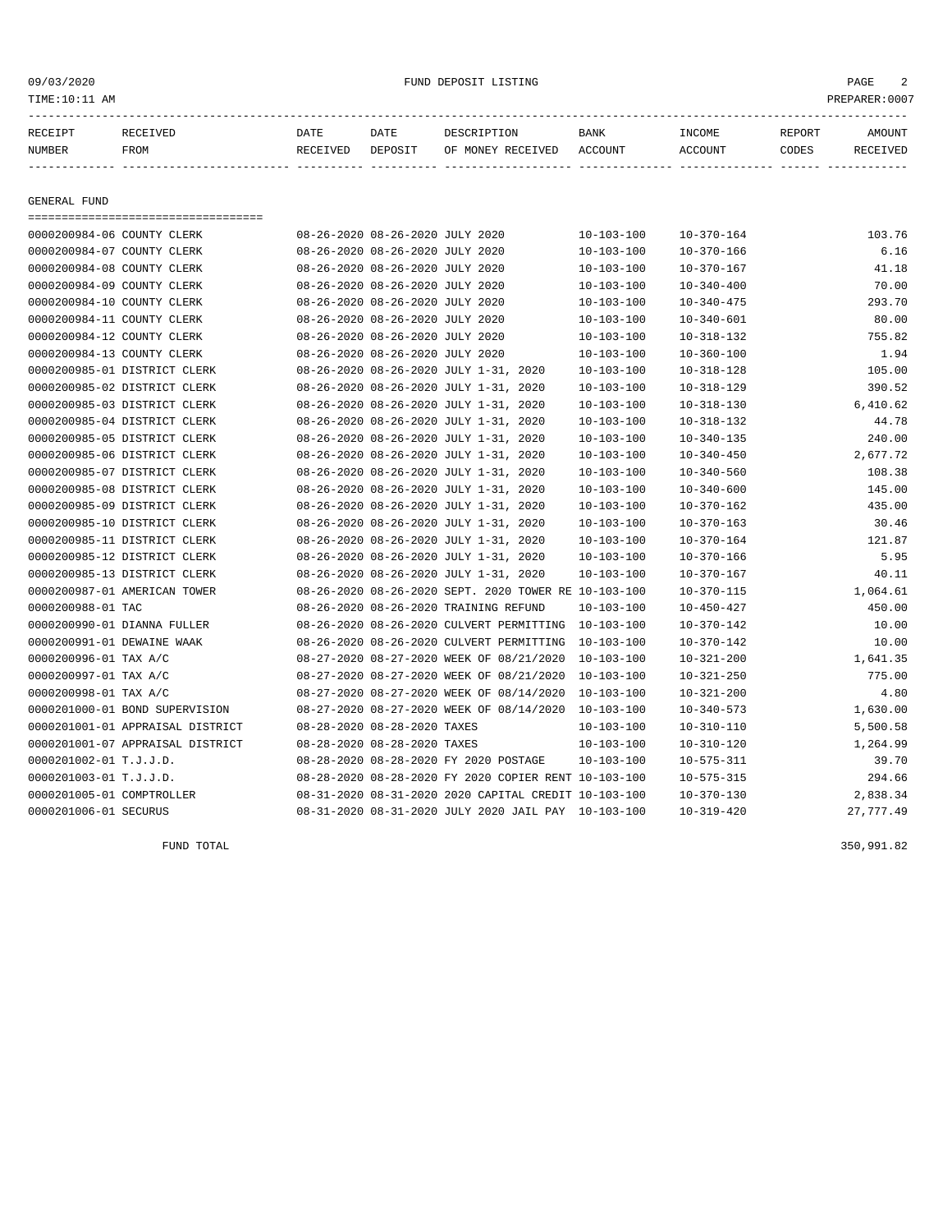FUND DEPOSIT LISTING

| RECEIPT NUMBER | RECEIVED FROM | DATE RECEIVED | DATE DEPOSIT | DESCRIPTION OF MONEY RECEIVED | BANK ACCOUNT | INCOME ACCOUNT | REPORT CODES | AMOUNT RECEIVED |
|---|---|---|---|---|---|---|---|---|

## GENERAL FUND

| RECEIPT NUMBER | RECEIVED FROM | DATE RECEIVED | DATE DEPOSIT | DESCRIPTION OF MONEY RECEIVED | BANK ACCOUNT | INCOME ACCOUNT | REPORT CODES | AMOUNT RECEIVED |
|---|---|---|---|---|---|---|---|---|
| 0000200984-06 | COUNTY CLERK | 08-26-2020 | 08-26-2020 | JULY 2020 | 10-103-100 | 10-370-164 | | 103.76 |
| 0000200984-07 | COUNTY CLERK | 08-26-2020 | 08-26-2020 | JULY 2020 | 10-103-100 | 10-370-166 | | 6.16 |
| 0000200984-08 | COUNTY CLERK | 08-26-2020 | 08-26-2020 | JULY 2020 | 10-103-100 | 10-370-167 | | 41.18 |
| 0000200984-09 | COUNTY CLERK | 08-26-2020 | 08-26-2020 | JULY 2020 | 10-103-100 | 10-340-400 | | 70.00 |
| 0000200984-10 | COUNTY CLERK | 08-26-2020 | 08-26-2020 | JULY 2020 | 10-103-100 | 10-340-475 | | 293.70 |
| 0000200984-11 | COUNTY CLERK | 08-26-2020 | 08-26-2020 | JULY 2020 | 10-103-100 | 10-340-601 | | 80.00 |
| 0000200984-12 | COUNTY CLERK | 08-26-2020 | 08-26-2020 | JULY 2020 | 10-103-100 | 10-318-132 | | 755.82 |
| 0000200984-13 | COUNTY CLERK | 08-26-2020 | 08-26-2020 | JULY 2020 | 10-103-100 | 10-360-100 | | 1.94 |
| 0000200985-01 | DISTRICT CLERK | 08-26-2020 | 08-26-2020 | JULY 1-31, 2020 | 10-103-100 | 10-318-128 | | 105.00 |
| 0000200985-02 | DISTRICT CLERK | 08-26-2020 | 08-26-2020 | JULY 1-31, 2020 | 10-103-100 | 10-318-129 | | 390.52 |
| 0000200985-03 | DISTRICT CLERK | 08-26-2020 | 08-26-2020 | JULY 1-31, 2020 | 10-103-100 | 10-318-130 | | 6,410.62 |
| 0000200985-04 | DISTRICT CLERK | 08-26-2020 | 08-26-2020 | JULY 1-31, 2020 | 10-103-100 | 10-318-132 | | 44.78 |
| 0000200985-05 | DISTRICT CLERK | 08-26-2020 | 08-26-2020 | JULY 1-31, 2020 | 10-103-100 | 10-340-135 | | 240.00 |
| 0000200985-06 | DISTRICT CLERK | 08-26-2020 | 08-26-2020 | JULY 1-31, 2020 | 10-103-100 | 10-340-450 | | 2,677.72 |
| 0000200985-07 | DISTRICT CLERK | 08-26-2020 | 08-26-2020 | JULY 1-31, 2020 | 10-103-100 | 10-340-560 | | 108.38 |
| 0000200985-08 | DISTRICT CLERK | 08-26-2020 | 08-26-2020 | JULY 1-31, 2020 | 10-103-100 | 10-340-600 | | 145.00 |
| 0000200985-09 | DISTRICT CLERK | 08-26-2020 | 08-26-2020 | JULY 1-31, 2020 | 10-103-100 | 10-370-162 | | 435.00 |
| 0000200985-10 | DISTRICT CLERK | 08-26-2020 | 08-26-2020 | JULY 1-31, 2020 | 10-103-100 | 10-370-163 | | 30.46 |
| 0000200985-11 | DISTRICT CLERK | 08-26-2020 | 08-26-2020 | JULY 1-31, 2020 | 10-103-100 | 10-370-164 | | 121.87 |
| 0000200985-12 | DISTRICT CLERK | 08-26-2020 | 08-26-2020 | JULY 1-31, 2020 | 10-103-100 | 10-370-166 | | 5.95 |
| 0000200985-13 | DISTRICT CLERK | 08-26-2020 | 08-26-2020 | JULY 1-31, 2020 | 10-103-100 | 10-370-167 | | 40.11 |
| 0000200987-01 | AMERICAN TOWER | 08-26-2020 | 08-26-2020 | SEPT. 2020 TOWER RE | 10-103-100 | 10-370-115 | | 1,064.61 |
| 0000200988-01 | TAC | 08-26-2020 | 08-26-2020 | TRAINING REFUND | 10-103-100 | 10-450-427 | | 450.00 |
| 0000200990-01 | DIANNA FULLER | 08-26-2020 | 08-26-2020 | CULVERT PERMITTING | 10-103-100 | 10-370-142 | | 10.00 |
| 0000200991-01 | DEWAINE WAAK | 08-26-2020 | 08-26-2020 | CULVERT PERMITTING | 10-103-100 | 10-370-142 | | 10.00 |
| 0000200996-01 | TAX A/C | 08-27-2020 | 08-27-2020 | WEEK OF 08/21/2020 | 10-103-100 | 10-321-200 | | 1,641.35 |
| 0000200997-01 | TAX A/C | 08-27-2020 | 08-27-2020 | WEEK OF 08/21/2020 | 10-103-100 | 10-321-250 | | 775.00 |
| 0000200998-01 | TAX A/C | 08-27-2020 | 08-27-2020 | WEEK OF 08/14/2020 | 10-103-100 | 10-321-200 | | 4.80 |
| 0000201000-01 | BOND SUPERVISION | 08-27-2020 | 08-27-2020 | WEEK OF 08/14/2020 | 10-103-100 | 10-340-573 | | 1,630.00 |
| 0000201001-01 | APPRAISAL DISTRICT | 08-28-2020 | 08-28-2020 | TAXES | 10-103-100 | 10-310-110 | | 5,500.58 |
| 0000201001-07 | APPRAISAL DISTRICT | 08-28-2020 | 08-28-2020 | TAXES | 10-103-100 | 10-310-120 | | 1,264.99 |
| 0000201002-01 | T.J.J.D. | 08-28-2020 | 08-28-2020 | FY 2020 POSTAGE | 10-103-100 | 10-575-311 | | 39.70 |
| 0000201003-01 | T.J.J.D. | 08-28-2020 | 08-28-2020 | FY 2020 COPIER RENT | 10-103-100 | 10-575-315 | | 294.66 |
| 0000201005-01 | COMPTROLLER | 08-31-2020 | 08-31-2020 | 2020 CAPITAL CREDIT | 10-103-100 | 10-370-130 | | 2,838.34 |
| 0000201006-01 | SECURUS | 08-31-2020 | 08-31-2020 | JULY 2020 JAIL PAY | 10-103-100 | 10-319-420 | | 27,777.49 |
| | FUND TOTAL | | | | | | | 350,991.82 |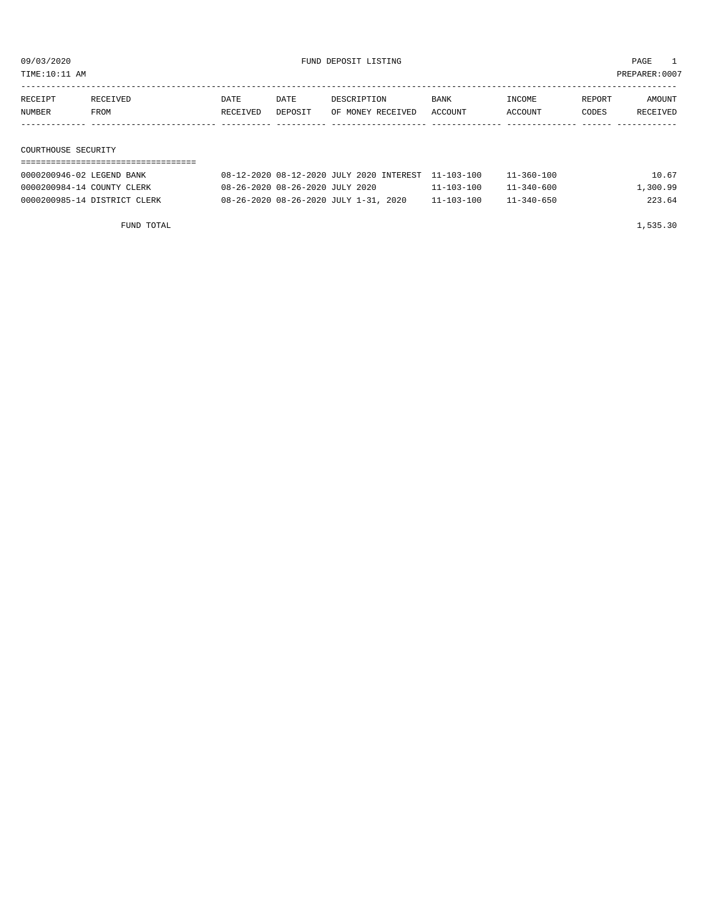09/03/2020 FUND DEPOSIT LISTING PAGE 1

TIME:10:11 AM PREPARER:0007

| RECEIPT NUMBER | RECEIVED FROM | DATE RECEIVED | DATE DEPOSIT | DESCRIPTION OF MONEY RECEIVED | BANK ACCOUNT | INCOME ACCOUNT | REPORT CODES | AMOUNT RECEIVED |
|---|---|---|---|---|---|---|---|---|
| **COURTHOUSE SECURITY** | | | | | | | | |
| 0000200946-02 | LEGEND BANK | 08-12-2020 | 08-12-2020 | JULY 2020 INTEREST | 11-103-100 | 11-360-100 | | 10.67 |
| 0000200984-14 | COUNTY CLERK | 08-26-2020 | 08-26-2020 | JULY 2020 | 11-103-100 | 11-340-600 | | 1,300.99 |
| 0000200985-14 | DISTRICT CLERK | 08-26-2020 | 08-26-2020 | JULY 1-31, 2020 | 11-103-100 | 11-340-650 | | 223.64 |
| | FUND TOTAL | | | | | | | 1,535.30 |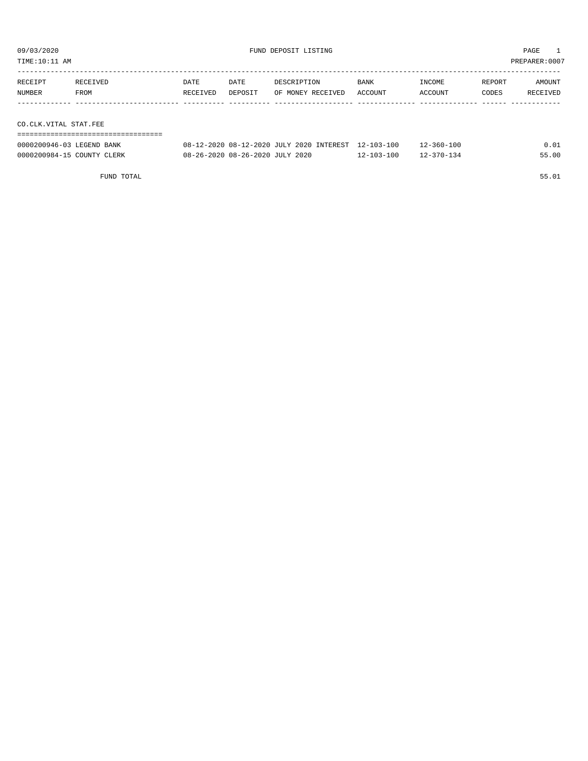09/03/2020 FUND DEPOSIT LISTING PAGE 1

TIME:10:11 AM PREPARER:0007

| RECEIPT NUMBER | RECEIVED FROM | DATE RECEIVED | DATE DEPOSIT | DESCRIPTION OF MONEY RECEIVED | BANK ACCOUNT | INCOME ACCOUNT | REPORT CODES | AMOUNT RECEIVED |
|---|---|---|---|---|---|---|---|---|
| **CO.CLK.VITAL STAT.FEE** | | | | | | | | |
| 0000200946-03 | LEGEND BANK | 08-12-2020 | 08-12-2020 | JULY 2020 INTEREST | 12-103-100 | 12-360-100 | | 0.01 |
| 0000200984-15 | COUNTY CLERK | 08-26-2020 | 08-26-2020 | JULY 2020 | 12-103-100 | 12-370-134 | | 55.00 |
| | FUND TOTAL | | | | | | | 55.01 |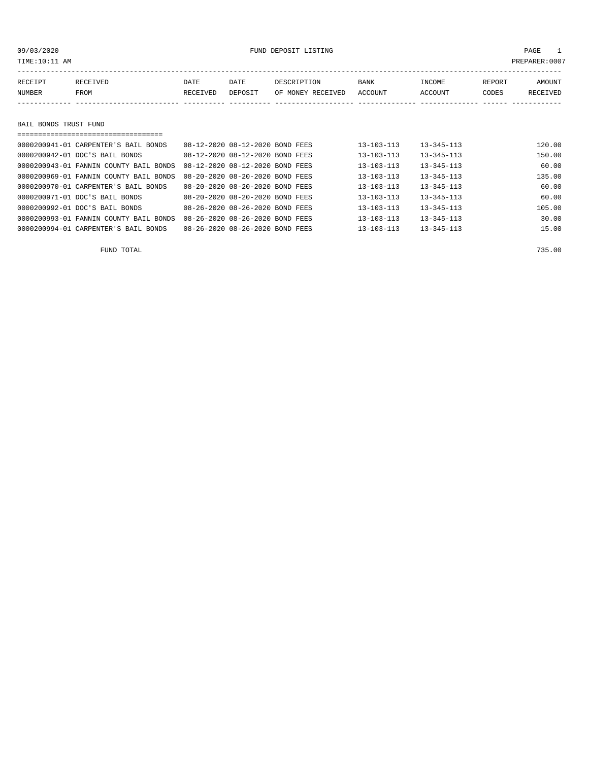09/03/2020 FUND DEPOSIT LISTING

TIME:10:11 AM PREPARER:0007

| RECEIPT NUMBER | RECEIVED FROM | DATE RECEIVED | DATE DEPOSIT | DESCRIPTION OF MONEY RECEIVED | BANK ACCOUNT | INCOME ACCOUNT | REPORT CODES | AMOUNT RECEIVED |
|---|---|---|---|---|---|---|---|---|
| **BAIL BONDS TRUST FUND** | | | | | | | | |
| 0000200941-01 | CARPENTER'S BAIL BONDS | 08-12-2020 | 08-12-2020 | BOND FEES | 13-103-113 | 13-345-113 | | 120.00 |
| 0000200942-01 | DOC'S BAIL BONDS | 08-12-2020 | 08-12-2020 | BOND FEES | 13-103-113 | 13-345-113 | | 150.00 |
| 0000200943-01 | FANNIN COUNTY BAIL BONDS | 08-12-2020 | 08-12-2020 | BOND FEES | 13-103-113 | 13-345-113 | | 60.00 |
| 0000200969-01 | FANNIN COUNTY BAIL BONDS | 08-20-2020 | 08-20-2020 | BOND FEES | 13-103-113 | 13-345-113 | | 135.00 |
| 0000200970-01 | CARPENTER'S BAIL BONDS | 08-20-2020 | 08-20-2020 | BOND FEES | 13-103-113 | 13-345-113 | | 60.00 |
| 0000200971-01 | DOC'S BAIL BONDS | 08-20-2020 | 08-20-2020 | BOND FEES | 13-103-113 | 13-345-113 | | 60.00 |
| 0000200992-01 | DOC'S BAIL BONDS | 08-26-2020 | 08-26-2020 | BOND FEES | 13-103-113 | 13-345-113 | | 105.00 |
| 0000200993-01 | FANNIN COUNTY BAIL BONDS | 08-26-2020 | 08-26-2020 | BOND FEES | 13-103-113 | 13-345-113 | | 30.00 |
| 0000200994-01 | CARPENTER'S BAIL BONDS | 08-26-2020 | 08-26-2020 | BOND FEES | 13-103-113 | 13-345-113 | | 15.00 |
| | FUND TOTAL | | | | | | | 735.00 |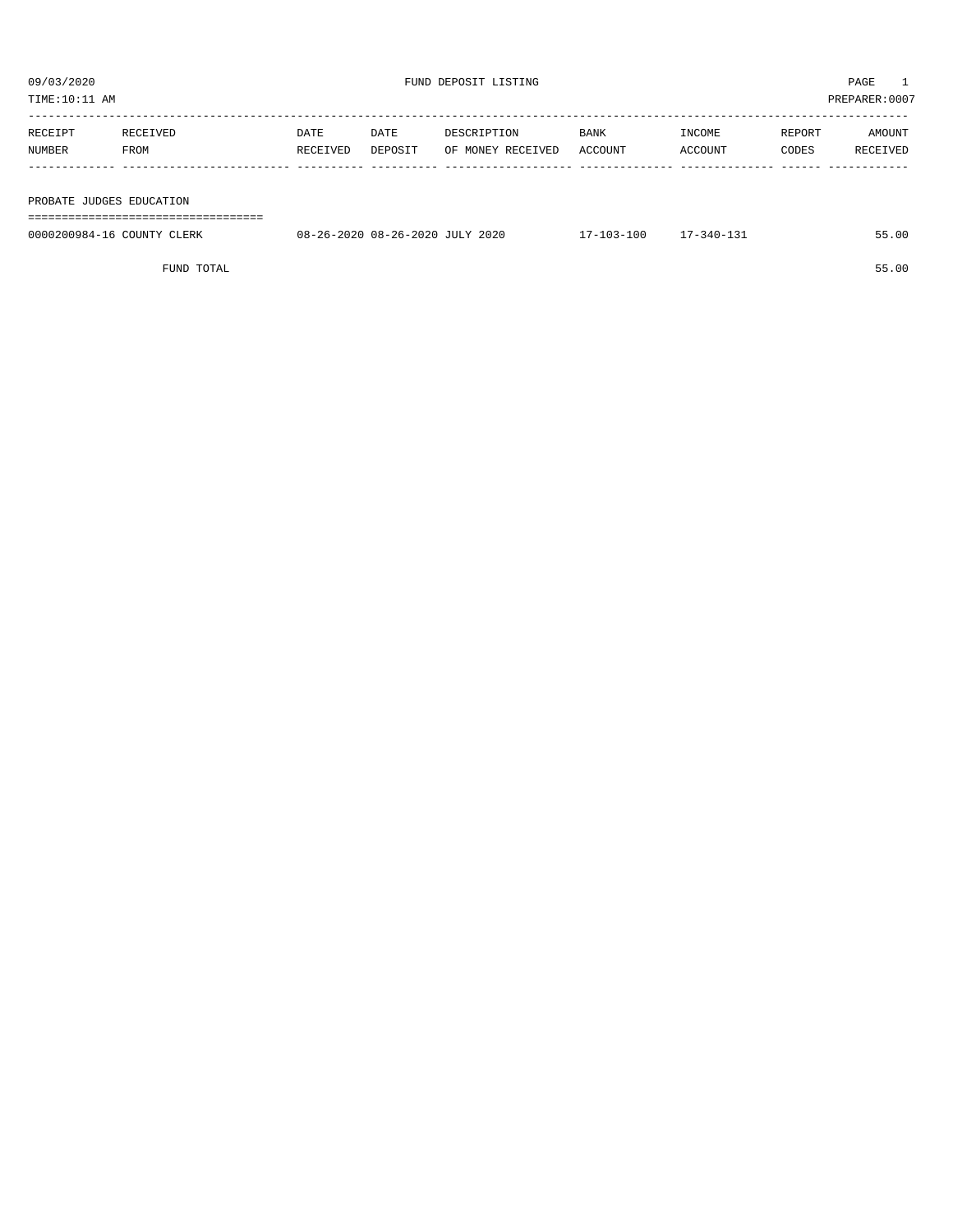FUND DEPOSIT LISTING

09/03/2020
TIME:10:11 AM
PREPARER:0007

| RECEIPT NUMBER | RECEIVED FROM | DATE RECEIVED | DATE DEPOSIT | DESCRIPTION OF MONEY RECEIVED | BANK ACCOUNT | INCOME ACCOUNT | REPORT CODES | AMOUNT RECEIVED |
|---|---|---|---|---|---|---|---|---|
| **PROBATE JUDGES EDUCATION** | | | | | | | | |
| 0000200984-16 | COUNTY CLERK | 08-26-2020 | 08-26-2020 | JULY 2020 | 17-103-100 | 17-340-131 | | 55.00 |
| | FUND TOTAL | | | | | | | 55.00 |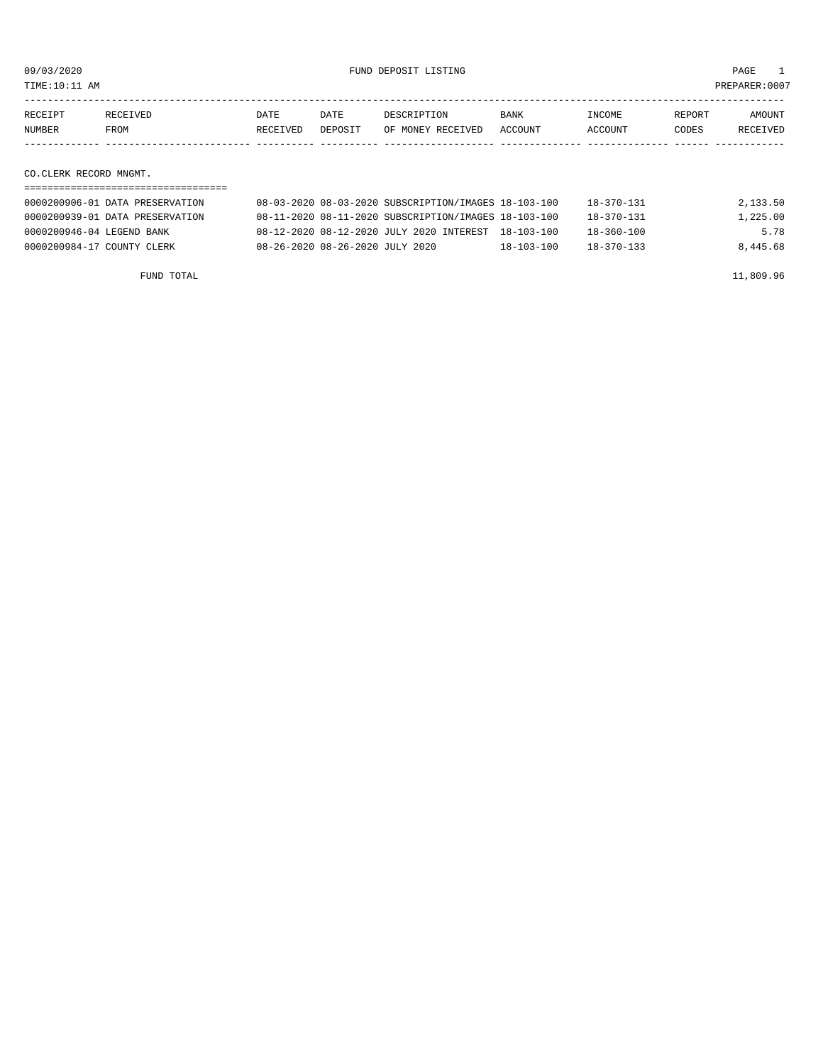09/03/2020 FUND DEPOSIT LISTING

TIME:10:11 AM PREPARER:0007

| RECEIPT NUMBER | RECEIVED FROM | DATE RECEIVED | DATE DEPOSIT | DESCRIPTION OF MONEY RECEIVED | BANK ACCOUNT | INCOME ACCOUNT | REPORT CODES | AMOUNT RECEIVED |
|---|---|---|---|---|---|---|---|---|
| **CO.CLERK RECORD MNGMT.** | | | | | | | | |
| 0000200906-01 | DATA PRESERVATION | 08-03-2020 | 08-03-2020 | SUBSCRIPTION/IMAGES | 18-103-100 | 18-370-131 | | 2,133.50 |
| 0000200939-01 | DATA PRESERVATION | 08-11-2020 | 08-11-2020 | SUBSCRIPTION/IMAGES | 18-103-100 | 18-370-131 | | 1,225.00 |
| 0000200946-04 | LEGEND BANK | 08-12-2020 | 08-12-2020 | JULY 2020 INTEREST | 18-103-100 | 18-360-100 | | 5.78 |
| 0000200984-17 | COUNTY CLERK | 08-26-2020 | 08-26-2020 | JULY 2020 | 18-103-100 | 18-370-133 | | 8,445.68 |
| | FUND TOTAL | | | | | | | 11,809.96 |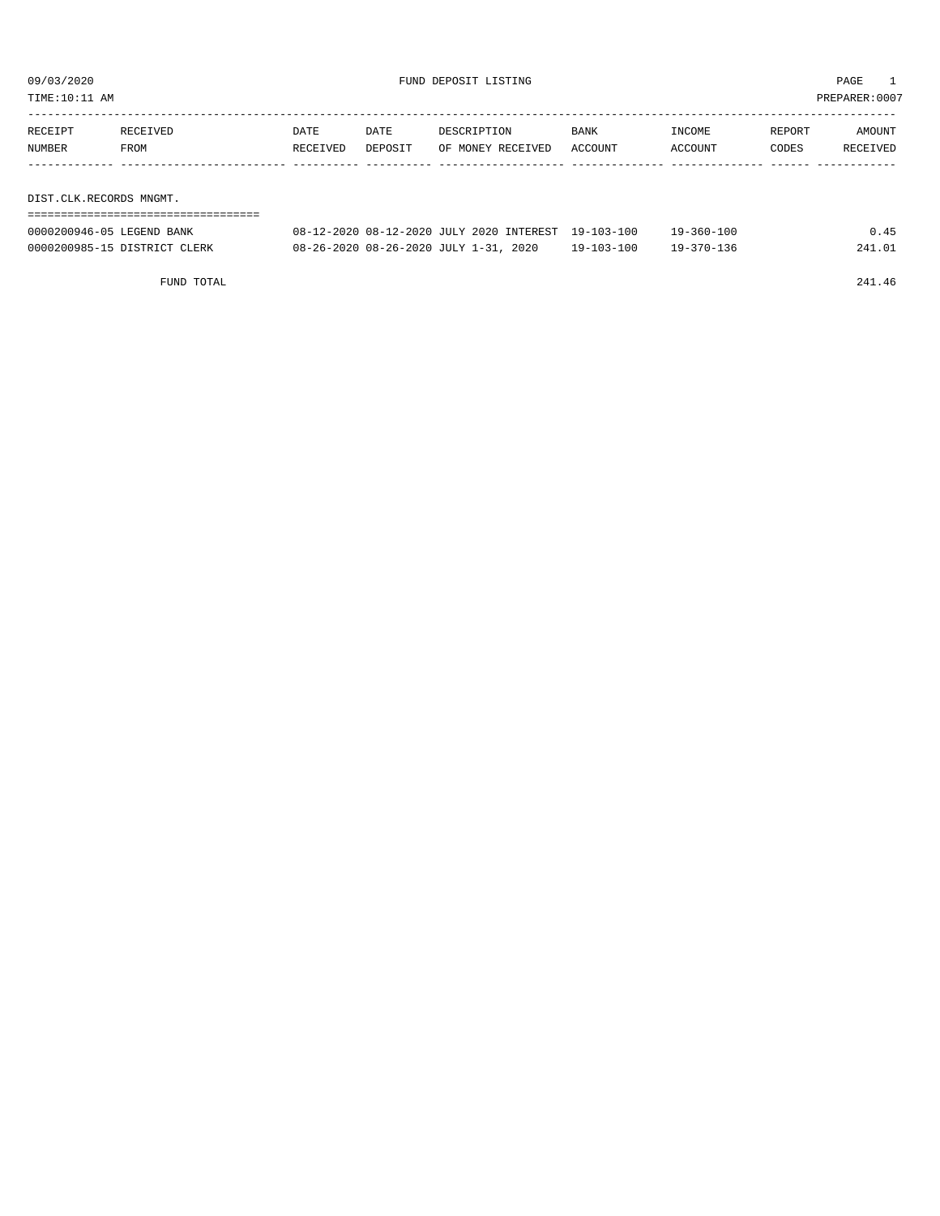09/03/2020 FUND DEPOSIT LISTING

TIME:10:11 AM PREPARER:0007

| RECEIPT NUMBER | RECEIVED FROM | DATE RECEIVED | DATE DEPOSIT | DESCRIPTION OF MONEY RECEIVED | BANK ACCOUNT | INCOME ACCOUNT | REPORT CODES | AMOUNT RECEIVED |
|---|---|---|---|---|---|---|---|---|

DIST.CLK.RECORDS MNGMT.

| RECEIPT NUMBER | RECEIVED FROM | DATE RECEIVED | DATE DEPOSIT | DESCRIPTION OF MONEY RECEIVED | BANK ACCOUNT | INCOME ACCOUNT | REPORT CODES | AMOUNT RECEIVED |
|---|---|---|---|---|---|---|---|---|
| 0000200946-05 | LEGEND BANK | 08-12-2020 | 08-12-2020 | JULY 2020 INTEREST | 19-103-100 | 19-360-100 | | 0.45 |
| 0000200985-15 | DISTRICT CLERK | 08-26-2020 | 08-26-2020 | JULY 1-31, 2020 | 19-103-100 | 19-370-136 | | 241.01 |
| | FUND TOTAL | | | | | | | 241.46 |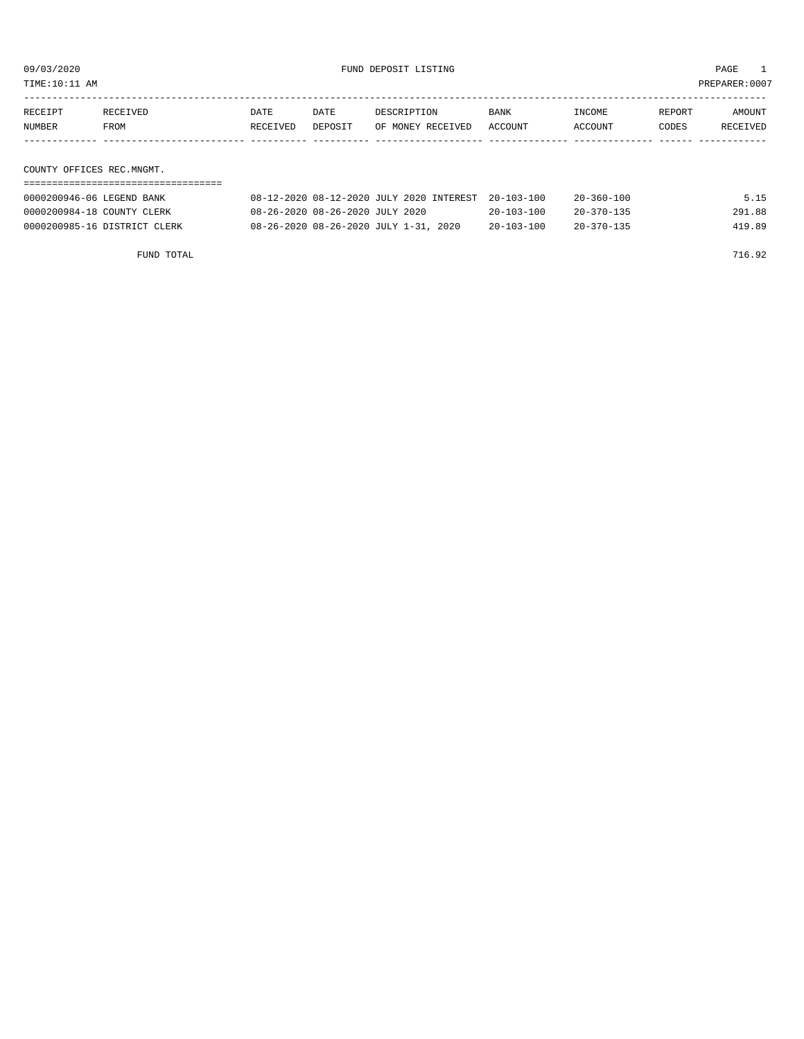09/03/2020 FUND DEPOSIT LISTING PAGE 1

TIME:10:11 AM PREPARER:0007

| RECEIPT NUMBER | RECEIVED FROM | DATE RECEIVED | DATE DEPOSIT | DESCRIPTION OF MONEY RECEIVED | BANK ACCOUNT | INCOME ACCOUNT | REPORT CODES | AMOUNT RECEIVED |
|---|---|---|---|---|---|---|---|---|

## COUNTY OFFICES REC.MNGMT.

| RECEIPT NUMBER | RECEIVED FROM | DATE RECEIVED | DATE DEPOSIT | DESCRIPTION OF MONEY RECEIVED | BANK ACCOUNT | INCOME ACCOUNT | REPORT CODES | AMOUNT RECEIVED |
|---|---|---|---|---|---|---|---|---|
| 0000200946-06 | LEGEND BANK | 08-12-2020 | 08-12-2020 | JULY 2020 INTEREST | 20-103-100 | 20-360-100 | | 5.15 |
| 0000200984-18 | COUNTY CLERK | 08-26-2020 | 08-26-2020 | JULY 2020 | 20-103-100 | 20-370-135 | | 291.88 |
| 0000200985-16 | DISTRICT CLERK | 08-26-2020 | 08-26-2020 | JULY 1-31, 2020 | 20-103-100 | 20-370-135 | | 419.89 |

FUND TOTAL 716.92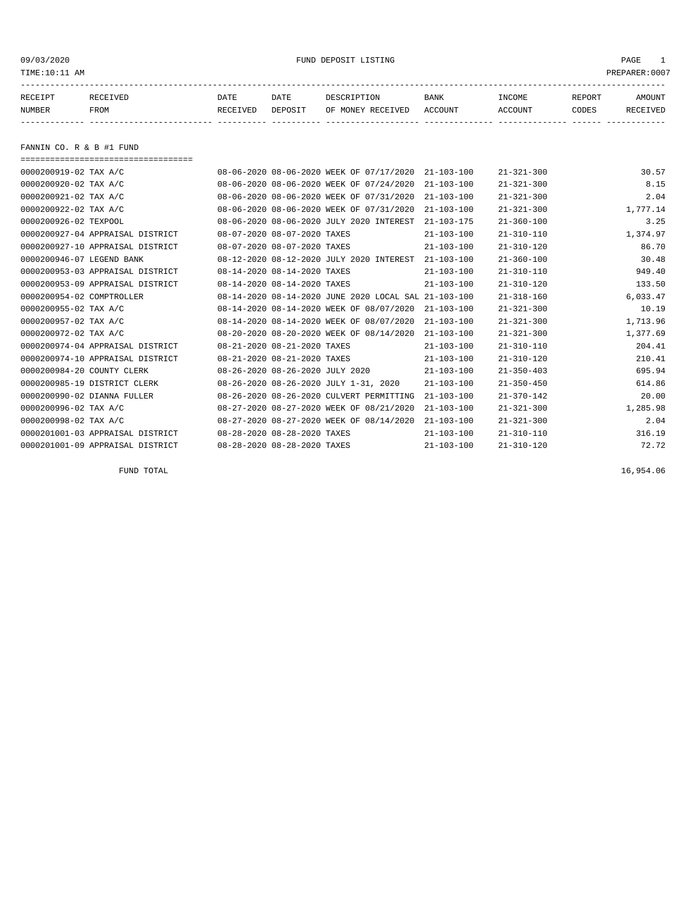09/03/2020 FUND DEPOSIT LISTING PAGE 1

TIME:10:11 AM PREPARER:0007

## FANNIN CO. R & B #1 FUND

| RECEIPT NUMBER | RECEIVED FROM | DATE RECEIVED | DATE DEPOSIT | DESCRIPTION OF MONEY RECEIVED | BANK ACCOUNT | INCOME ACCOUNT | REPORT CODES | AMOUNT RECEIVED |
|---|---|---|---|---|---|---|---|---|
| 0000200919-02 | TAX A/C | 08-06-2020 | 08-06-2020 | WEEK OF 07/17/2020 | 21-103-100 | 21-321-300 | | 30.57 |
| 0000200920-02 | TAX A/C | 08-06-2020 | 08-06-2020 | WEEK OF 07/24/2020 | 21-103-100 | 21-321-300 | | 8.15 |
| 0000200921-02 | TAX A/C | 08-06-2020 | 08-06-2020 | WEEK OF 07/31/2020 | 21-103-100 | 21-321-300 | | 2.04 |
| 0000200922-02 | TAX A/C | 08-06-2020 | 08-06-2020 | WEEK OF 07/31/2020 | 21-103-100 | 21-321-300 | | 1,777.14 |
| 0000200926-02 | TEXPOOL | 08-06-2020 | 08-06-2020 | JULY 2020 INTEREST | 21-103-175 | 21-360-100 | | 3.25 |
| 0000200927-04 | APPRAISAL DISTRICT | 08-07-2020 | 08-07-2020 | TAXES | 21-103-100 | 21-310-110 | | 1,374.97 |
| 0000200927-10 | APPRAISAL DISTRICT | 08-07-2020 | 08-07-2020 | TAXES | 21-103-100 | 21-310-120 | | 86.70 |
| 0000200946-07 | LEGEND BANK | 08-12-2020 | 08-12-2020 | JULY 2020 INTEREST | 21-103-100 | 21-360-100 | | 30.48 |
| 0000200953-03 | APPRAISAL DISTRICT | 08-14-2020 | 08-14-2020 | TAXES | 21-103-100 | 21-310-110 | | 949.40 |
| 0000200953-09 | APPRAISAL DISTRICT | 08-14-2020 | 08-14-2020 | TAXES | 21-103-100 | 21-310-120 | | 133.50 |
| 0000200954-02 | COMPTROLLER | 08-14-2020 | 08-14-2020 | JUNE 2020 LOCAL SAL | 21-103-100 | 21-318-160 | | 6,033.47 |
| 0000200955-02 | TAX A/C | 08-14-2020 | 08-14-2020 | WEEK OF 08/07/2020 | 21-103-100 | 21-321-300 | | 10.19 |
| 0000200957-02 | TAX A/C | 08-14-2020 | 08-14-2020 | WEEK OF 08/07/2020 | 21-103-100 | 21-321-300 | | 1,713.96 |
| 0000200972-02 | TAX A/C | 08-20-2020 | 08-20-2020 | WEEK OF 08/14/2020 | 21-103-100 | 21-321-300 | | 1,377.69 |
| 0000200974-04 | APPRAISAL DISTRICT | 08-21-2020 | 08-21-2020 | TAXES | 21-103-100 | 21-310-110 | | 204.41 |
| 0000200974-10 | APPRAISAL DISTRICT | 08-21-2020 | 08-21-2020 | TAXES | 21-103-100 | 21-310-120 | | 210.41 |
| 0000200984-20 | COUNTY CLERK | 08-26-2020 | 08-26-2020 | JULY 2020 | 21-103-100 | 21-350-403 | | 695.94 |
| 0000200985-19 | DISTRICT CLERK | 08-26-2020 | 08-26-2020 | JULY 1-31, 2020 | 21-103-100 | 21-350-450 | | 614.86 |
| 0000200990-02 | DIANNA FULLER | 08-26-2020 | 08-26-2020 | CULVERT PERMITTING | 21-103-100 | 21-370-142 | | 20.00 |
| 0000200996-02 | TAX A/C | 08-27-2020 | 08-27-2020 | WEEK OF 08/21/2020 | 21-103-100 | 21-321-300 | | 1,285.98 |
| 0000200998-02 | TAX A/C | 08-27-2020 | 08-27-2020 | WEEK OF 08/14/2020 | 21-103-100 | 21-321-300 | | 2.04 |
| 0000201001-03 | APPRAISAL DISTRICT | 08-28-2020 | 08-28-2020 | TAXES | 21-103-100 | 21-310-110 | | 316.19 |
| 0000201001-09 | APPRAISAL DISTRICT | 08-28-2020 | 08-28-2020 | TAXES | 21-103-100 | 21-310-120 | | 72.72 |
| | FUND TOTAL | | | | | | | 16,954.06 |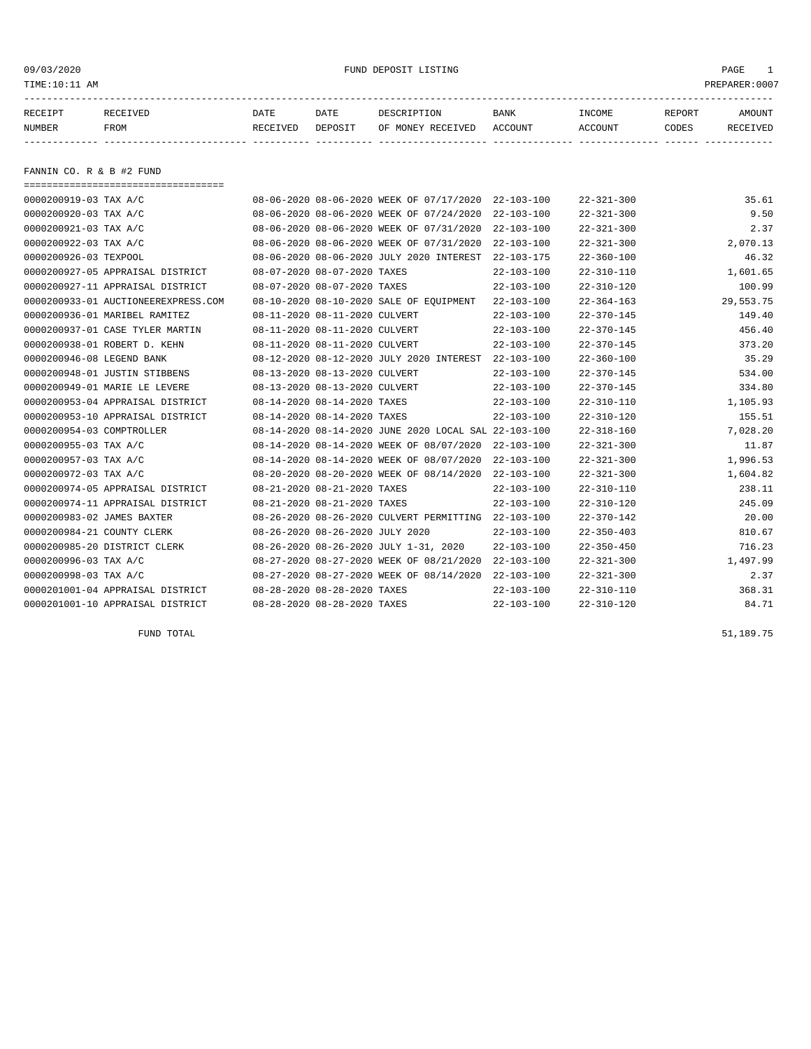09/03/2020 FUND DEPOSIT LISTING

TIME:10:11 AM PREPARER:0007

## FANNIN CO. R & B #2 FUND

| RECEIPT NUMBER | RECEIVED FROM | DATE RECEIVED | DATE DEPOSIT | DESCRIPTION OF MONEY RECEIVED | BANK ACCOUNT | INCOME ACCOUNT | REPORT CODES | AMOUNT RECEIVED |
|---|---|---|---|---|---|---|---|---|
| 0000200919-03 | TAX A/C | 08-06-2020 | 08-06-2020 | WEEK OF 07/17/2020 | 22-103-100 | 22-321-300 | | 35.61 |
| 0000200920-03 | TAX A/C | 08-06-2020 | 08-06-2020 | WEEK OF 07/24/2020 | 22-103-100 | 22-321-300 | | 9.50 |
| 0000200921-03 | TAX A/C | 08-06-2020 | 08-06-2020 | WEEK OF 07/31/2020 | 22-103-100 | 22-321-300 | | 2.37 |
| 0000200922-03 | TAX A/C | 08-06-2020 | 08-06-2020 | WEEK OF 07/31/2020 | 22-103-100 | 22-321-300 | | 2,070.13 |
| 0000200926-03 | TEXPOOL | 08-06-2020 | 08-06-2020 | JULY 2020 INTEREST | 22-103-175 | 22-360-100 | | 46.32 |
| 0000200927-05 | APPRAISAL DISTRICT | 08-07-2020 | 08-07-2020 | TAXES | 22-103-100 | 22-310-110 | | 1,601.65 |
| 0000200927-11 | APPRAISAL DISTRICT | 08-07-2020 | 08-07-2020 | TAXES | 22-103-100 | 22-310-120 | | 100.99 |
| 0000200933-01 | AUCTIONEEREXPRESS.COM | 08-10-2020 | 08-10-2020 | SALE OF EQUIPMENT | 22-103-100 | 22-364-163 | | 29,553.75 |
| 0000200936-01 | MARIBEL RAMITEZ | 08-11-2020 | 08-11-2020 | CULVERT | 22-103-100 | 22-370-145 | | 149.40 |
| 0000200937-01 | CASE TYLER MARTIN | 08-11-2020 | 08-11-2020 | CULVERT | 22-103-100 | 22-370-145 | | 456.40 |
| 0000200938-01 | ROBERT D. KEHN | 08-11-2020 | 08-11-2020 | CULVERT | 22-103-100 | 22-370-145 | | 373.20 |
| 0000200946-08 | LEGEND BANK | 08-12-2020 | 08-12-2020 | JULY 2020 INTEREST | 22-103-100 | 22-360-100 | | 35.29 |
| 0000200948-01 | JUSTIN STIBBENS | 08-13-2020 | 08-13-2020 | CULVERT | 22-103-100 | 22-370-145 | | 534.00 |
| 0000200949-01 | MARIE LE LEVERE | 08-13-2020 | 08-13-2020 | CULVERT | 22-103-100 | 22-370-145 | | 334.80 |
| 0000200953-04 | APPRAISAL DISTRICT | 08-14-2020 | 08-14-2020 | TAXES | 22-103-100 | 22-310-110 | | 1,105.93 |
| 0000200953-10 | APPRAISAL DISTRICT | 08-14-2020 | 08-14-2020 | TAXES | 22-103-100 | 22-310-120 | | 155.51 |
| 0000200954-03 | COMPTROLLER | 08-14-2020 | 08-14-2020 | JUNE 2020 LOCAL SAL | 22-103-100 | 22-318-160 | | 7,028.20 |
| 0000200955-03 | TAX A/C | 08-14-2020 | 08-14-2020 | WEEK OF 08/07/2020 | 22-103-100 | 22-321-300 | | 11.87 |
| 0000200957-03 | TAX A/C | 08-14-2020 | 08-14-2020 | WEEK OF 08/07/2020 | 22-103-100 | 22-321-300 | | 1,996.53 |
| 0000200972-03 | TAX A/C | 08-20-2020 | 08-20-2020 | WEEK OF 08/14/2020 | 22-103-100 | 22-321-300 | | 1,604.82 |
| 0000200974-05 | APPRAISAL DISTRICT | 08-21-2020 | 08-21-2020 | TAXES | 22-103-100 | 22-310-110 | | 238.11 |
| 0000200974-11 | APPRAISAL DISTRICT | 08-21-2020 | 08-21-2020 | TAXES | 22-103-100 | 22-310-120 | | 245.09 |
| 0000200983-02 | JAMES BAXTER | 08-26-2020 | 08-26-2020 | CULVERT PERMITTING | 22-103-100 | 22-370-142 | | 20.00 |
| 0000200984-21 | COUNTY CLERK | 08-26-2020 | 08-26-2020 | JULY 2020 | 22-103-100 | 22-350-403 | | 810.67 |
| 0000200985-20 | DISTRICT CLERK | 08-26-2020 | 08-26-2020 | JULY 1-31, 2020 | 22-103-100 | 22-350-450 | | 716.23 |
| 0000200996-03 | TAX A/C | 08-27-2020 | 08-27-2020 | WEEK OF 08/21/2020 | 22-103-100 | 22-321-300 | | 1,497.99 |
| 0000200998-03 | TAX A/C | 08-27-2020 | 08-27-2020 | WEEK OF 08/14/2020 | 22-103-100 | 22-321-300 | | 2.37 |
| 0000201001-04 | APPRAISAL DISTRICT | 08-28-2020 | 08-28-2020 | TAXES | 22-103-100 | 22-310-110 | | 368.31 |
| 0000201001-10 | APPRAISAL DISTRICT | 08-28-2020 | 08-28-2020 | TAXES | 22-103-100 | 22-310-120 | | 84.71 |

FUND TOTAL 51,189.75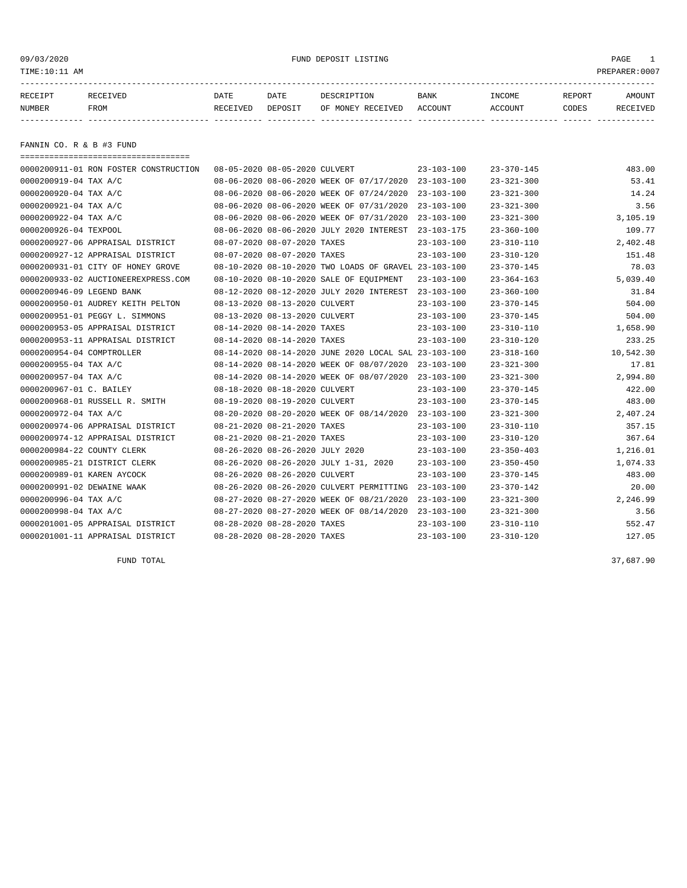09/03/2020 FUND DEPOSIT LISTING PAGE 1

TIME:10:11 AM PREPARER:0007

## FANNIN CO. R & B #3 FUND

| RECEIPT NUMBER | RECEIVED FROM | DATE RECEIVED | DATE DEPOSIT | DESCRIPTION OF MONEY RECEIVED | BANK ACCOUNT | INCOME ACCOUNT | REPORT CODES | AMOUNT RECEIVED |
|---|---|---|---|---|---|---|---|---|
| 0000200911-01 | RON FOSTER CONSTRUCTION | 08-05-2020 | 08-05-2020 | CULVERT | 23-103-100 | 23-370-145 | | 483.00 |
| 0000200919-04 | TAX A/C | 08-06-2020 | 08-06-2020 | WEEK OF 07/17/2020 | 23-103-100 | 23-321-300 | | 53.41 |
| 0000200920-04 | TAX A/C | 08-06-2020 | 08-06-2020 | WEEK OF 07/24/2020 | 23-103-100 | 23-321-300 | | 14.24 |
| 0000200921-04 | TAX A/C | 08-06-2020 | 08-06-2020 | WEEK OF 07/31/2020 | 23-103-100 | 23-321-300 | | 3.56 |
| 0000200922-04 | TAX A/C | 08-06-2020 | 08-06-2020 | WEEK OF 07/31/2020 | 23-103-100 | 23-321-300 | | 3,105.19 |
| 0000200926-04 | TEXPOOL | 08-06-2020 | 08-06-2020 | JULY 2020 INTEREST | 23-103-175 | 23-360-100 | | 109.77 |
| 0000200927-06 | APPRAISAL DISTRICT | 08-07-2020 | 08-07-2020 | TAXES | 23-103-100 | 23-310-110 | | 2,402.48 |
| 0000200927-12 | APPRAISAL DISTRICT | 08-07-2020 | 08-07-2020 | TAXES | 23-103-100 | 23-310-120 | | 151.48 |
| 0000200931-01 | CITY OF HONEY GROVE | 08-10-2020 | 08-10-2020 | TWO LOADS OF GRAVEL | 23-103-100 | 23-370-145 | | 78.03 |
| 0000200933-02 | AUCTIONEEREXPRESS.COM | 08-10-2020 | 08-10-2020 | SALE OF EQUIPMENT | 23-103-100 | 23-364-163 | | 5,039.40 |
| 0000200946-09 | LEGEND BANK | 08-12-2020 | 08-12-2020 | JULY 2020 INTEREST | 23-103-100 | 23-360-100 | | 31.84 |
| 0000200950-01 | AUDREY KEITH PELTON | 08-13-2020 | 08-13-2020 | CULVERT | 23-103-100 | 23-370-145 | | 504.00 |
| 0000200951-01 | PEGGY L. SIMMONS | 08-13-2020 | 08-13-2020 | CULVERT | 23-103-100 | 23-370-145 | | 504.00 |
| 0000200953-05 | APPRAISAL DISTRICT | 08-14-2020 | 08-14-2020 | TAXES | 23-103-100 | 23-310-110 | | 1,658.90 |
| 0000200953-11 | APPRAISAL DISTRICT | 08-14-2020 | 08-14-2020 | TAXES | 23-103-100 | 23-310-120 | | 233.25 |
| 0000200954-04 | COMPTROLLER | 08-14-2020 | 08-14-2020 | JUNE 2020 LOCAL SAL | 23-103-100 | 23-318-160 | | 10,542.30 |
| 0000200955-04 | TAX A/C | 08-14-2020 | 08-14-2020 | WEEK OF 08/07/2020 | 23-103-100 | 23-321-300 | | 17.81 |
| 0000200957-04 | TAX A/C | 08-14-2020 | 08-14-2020 | WEEK OF 08/07/2020 | 23-103-100 | 23-321-300 | | 2,994.80 |
| 0000200967-01 | C. BAILEY | 08-18-2020 | 08-18-2020 | CULVERT | 23-103-100 | 23-370-145 | | 422.00 |
| 0000200968-01 | RUSSELL R. SMITH | 08-19-2020 | 08-19-2020 | CULVERT | 23-103-100 | 23-370-145 | | 483.00 |
| 0000200972-04 | TAX A/C | 08-20-2020 | 08-20-2020 | WEEK OF 08/14/2020 | 23-103-100 | 23-321-300 | | 2,407.24 |
| 0000200974-06 | APPRAISAL DISTRICT | 08-21-2020 | 08-21-2020 | TAXES | 23-103-100 | 23-310-110 | | 357.15 |
| 0000200974-12 | APPRAISAL DISTRICT | 08-21-2020 | 08-21-2020 | TAXES | 23-103-100 | 23-310-120 | | 367.64 |
| 0000200984-22 | COUNTY CLERK | 08-26-2020 | 08-26-2020 | JULY 2020 | 23-103-100 | 23-350-403 | | 1,216.01 |
| 0000200985-21 | DISTRICT CLERK | 08-26-2020 | 08-26-2020 | JULY 1-31, 2020 | 23-103-100 | 23-350-450 | | 1,074.33 |
| 0000200989-01 | KAREN AYCOCK | 08-26-2020 | 08-26-2020 | CULVERT | 23-103-100 | 23-370-145 | | 483.00 |
| 0000200991-02 | DEWAINE WAAK | 08-26-2020 | 08-26-2020 | CULVERT PERMITTING | 23-103-100 | 23-370-142 | | 20.00 |
| 0000200996-04 | TAX A/C | 08-27-2020 | 08-27-2020 | WEEK OF 08/21/2020 | 23-103-100 | 23-321-300 | | 2,246.99 |
| 0000200998-04 | TAX A/C | 08-27-2020 | 08-27-2020 | WEEK OF 08/14/2020 | 23-103-100 | 23-321-300 | | 3.56 |
| 0000201001-05 | APPRAISAL DISTRICT | 08-28-2020 | 08-28-2020 | TAXES | 23-103-100 | 23-310-110 | | 552.47 |
| 0000201001-11 | APPRAISAL DISTRICT | 08-28-2020 | 08-28-2020 | TAXES | 23-103-100 | 23-310-120 | | 127.05 |
| | FUND TOTAL | | | | | | | 37,687.90 |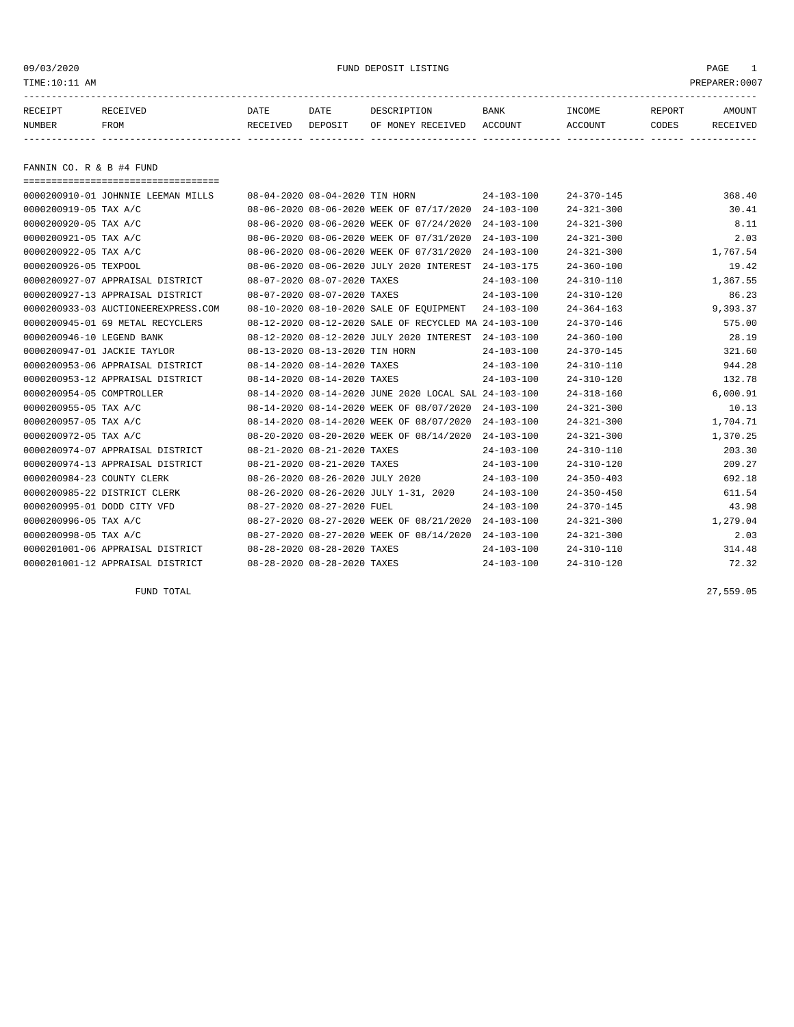# FUND DEPOSIT LISTING

TIME:10:11 AM — PREPARER:0007

## FANNIN CO. R & B #4 FUND

| RECEIPT NUMBER | RECEIVED FROM | DATE RECEIVED | DATE DEPOSIT | DESCRIPTION OF MONEY RECEIVED | BANK ACCOUNT | INCOME ACCOUNT | REPORT CODES | AMOUNT RECEIVED |
|---|---|---|---|---|---|---|---|---|
| 0000200910-01 | JOHNNIE LEEMAN MILLS | 08-04-2020 | 08-04-2020 | TIN HORN | 24-103-100 | 24-370-145 | | 368.40 |
| 0000200919-05 | TAX A/C | 08-06-2020 | 08-06-2020 | WEEK OF 07/17/2020 | 24-103-100 | 24-321-300 | | 30.41 |
| 0000200920-05 | TAX A/C | 08-06-2020 | 08-06-2020 | WEEK OF 07/24/2020 | 24-103-100 | 24-321-300 | | 8.11 |
| 0000200921-05 | TAX A/C | 08-06-2020 | 08-06-2020 | WEEK OF 07/31/2020 | 24-103-100 | 24-321-300 | | 2.03 |
| 0000200922-05 | TAX A/C | 08-06-2020 | 08-06-2020 | WEEK OF 07/31/2020 | 24-103-100 | 24-321-300 | | 1,767.54 |
| 0000200926-05 | TEXPOOL | 08-06-2020 | 08-06-2020 | JULY 2020 INTEREST | 24-103-175 | 24-360-100 | | 19.42 |
| 0000200927-07 | APPRAISAL DISTRICT | 08-07-2020 | 08-07-2020 | TAXES | 24-103-100 | 24-310-110 | | 1,367.55 |
| 0000200927-13 | APPRAISAL DISTRICT | 08-07-2020 | 08-07-2020 | TAXES | 24-103-100 | 24-310-120 | | 86.23 |
| 0000200933-03 | AUCTIONEEREXPRESS.COM | 08-10-2020 | 08-10-2020 | SALE OF EQUIPMENT | 24-103-100 | 24-364-163 | | 9,393.37 |
| 0000200945-01 | 69 METAL RECYCLERS | 08-12-2020 | 08-12-2020 | SALE OF RECYCLED MA | 24-103-100 | 24-370-146 | | 575.00 |
| 0000200946-10 | LEGEND BANK | 08-12-2020 | 08-12-2020 | JULY 2020 INTEREST | 24-103-100 | 24-360-100 | | 28.19 |
| 0000200947-01 | JACKIE TAYLOR | 08-13-2020 | 08-13-2020 | TIN HORN | 24-103-100 | 24-370-145 | | 321.60 |
| 0000200953-06 | APPRAISAL DISTRICT | 08-14-2020 | 08-14-2020 | TAXES | 24-103-100 | 24-310-110 | | 944.28 |
| 0000200953-12 | APPRAISAL DISTRICT | 08-14-2020 | 08-14-2020 | TAXES | 24-103-100 | 24-310-120 | | 132.78 |
| 0000200954-05 | COMPTROLLER | 08-14-2020 | 08-14-2020 | JUNE 2020 LOCAL SAL | 24-103-100 | 24-318-160 | | 6,000.91 |
| 0000200955-05 | TAX A/C | 08-14-2020 | 08-14-2020 | WEEK OF 08/07/2020 | 24-103-100 | 24-321-300 | | 10.13 |
| 0000200957-05 | TAX A/C | 08-14-2020 | 08-14-2020 | WEEK OF 08/07/2020 | 24-103-100 | 24-321-300 | | 1,704.71 |
| 0000200972-05 | TAX A/C | 08-20-2020 | 08-20-2020 | WEEK OF 08/14/2020 | 24-103-100 | 24-321-300 | | 1,370.25 |
| 0000200974-07 | APPRAISAL DISTRICT | 08-21-2020 | 08-21-2020 | TAXES | 24-103-100 | 24-310-110 | | 203.30 |
| 0000200974-13 | APPRAISAL DISTRICT | 08-21-2020 | 08-21-2020 | TAXES | 24-103-100 | 24-310-120 | | 209.27 |
| 0000200984-23 | COUNTY CLERK | 08-26-2020 | 08-26-2020 | JULY 2020 | 24-103-100 | 24-350-403 | | 692.18 |
| 0000200985-22 | DISTRICT CLERK | 08-26-2020 | 08-26-2020 | JULY 1-31, 2020 | 24-103-100 | 24-350-450 | | 611.54 |
| 0000200995-01 | DODD CITY VFD | 08-27-2020 | 08-27-2020 | FUEL | 24-103-100 | 24-370-145 | | 43.98 |
| 0000200996-05 | TAX A/C | 08-27-2020 | 08-27-2020 | WEEK OF 08/21/2020 | 24-103-100 | 24-321-300 | | 1,279.04 |
| 0000200998-05 | TAX A/C | 08-27-2020 | 08-27-2020 | WEEK OF 08/14/2020 | 24-103-100 | 24-321-300 | | 2.03 |
| 0000201001-06 | APPRAISAL DISTRICT | 08-28-2020 | 08-28-2020 | TAXES | 24-103-100 | 24-310-110 | | 314.48 |
| 0000201001-12 | APPRAISAL DISTRICT | 08-28-2020 | 08-28-2020 | TAXES | 24-103-100 | 24-310-120 | | 72.32 |
| | FUND TOTAL | | | | | | | 27,559.05 |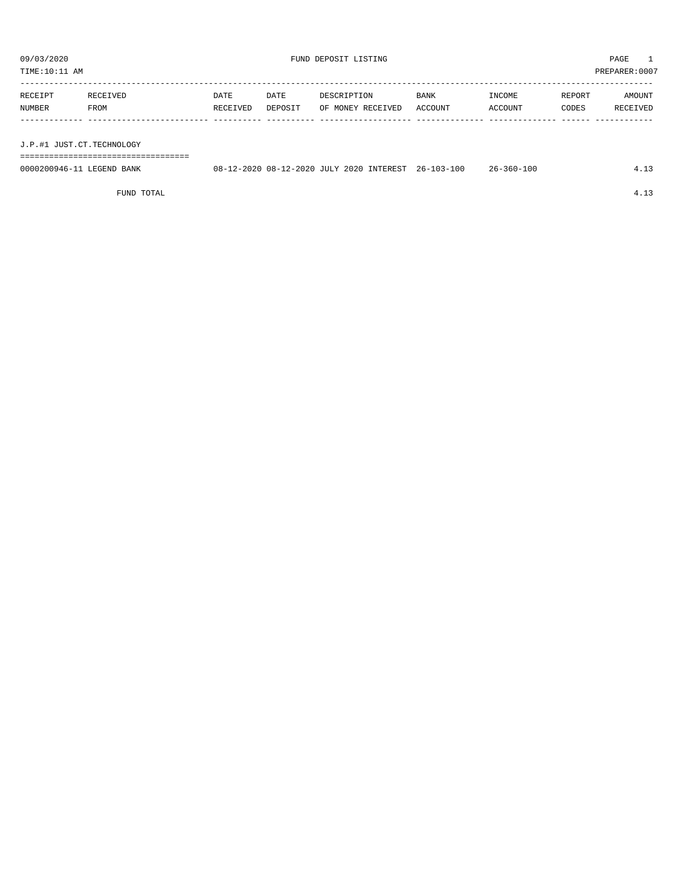09/03/2020 FUND DEPOSIT LISTING PAGE 1

TIME:10:11 AM PREPARER:0007

| RECEIPT NUMBER | RECEIVED FROM | DATE RECEIVED | DATE DEPOSIT | DESCRIPTION OF MONEY RECEIVED | BANK ACCOUNT | INCOME ACCOUNT | REPORT CODES | AMOUNT RECEIVED |
|---|---|---|---|---|---|---|---|---|
| **J.P.#1 JUST.CT.TECHNOLOGY** | | | | | | | | |
| 0000200946-11 | LEGEND BANK | 08-12-2020 | 08-12-2020 | JULY 2020 INTEREST | 26-103-100 | 26-360-100 | | 4.13 |
| | FUND TOTAL | | | | | | | 4.13 |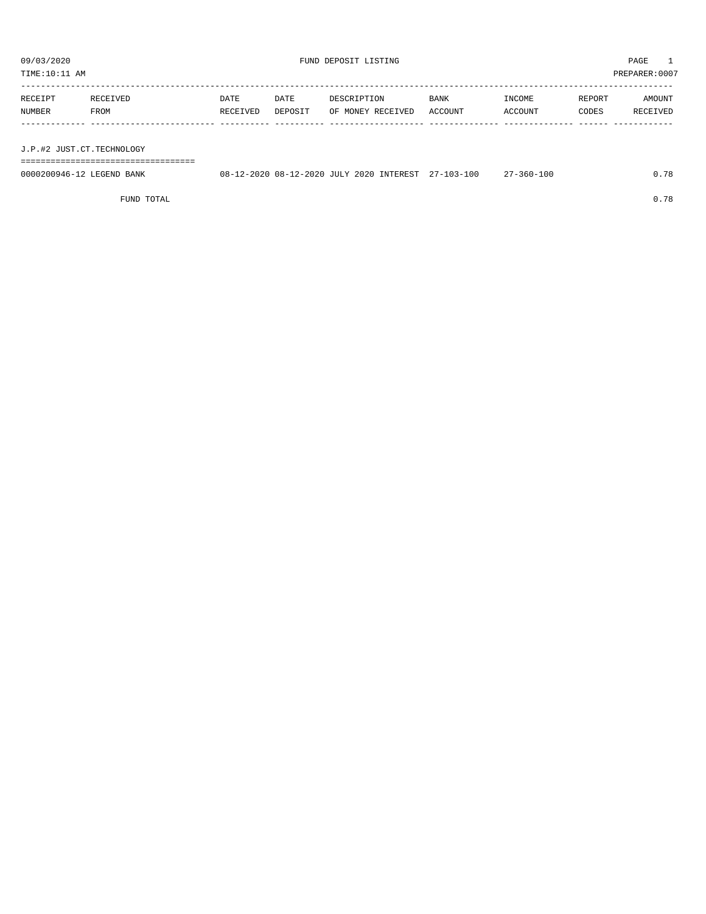09/03/2020 FUND DEPOSIT LISTING PAGE 1

TIME:10:11 AM PREPARER:0007

| RECEIPT NUMBER | RECEIVED FROM | DATE RECEIVED | DATE DEPOSIT | DESCRIPTION OF MONEY RECEIVED | BANK ACCOUNT | INCOME ACCOUNT | REPORT CODES | AMOUNT RECEIVED |
|---|---|---|---|---|---|---|---|---|
| J.P.#2 JUST.CT.TECHNOLOGY | | | | | | | | |
| 0000200946-12 | LEGEND BANK | 08-12-2020 | 08-12-2020 | JULY 2020 INTEREST | 27-103-100 | 27-360-100 | | 0.78 |
| | FUND TOTAL | | | | | | | 0.78 |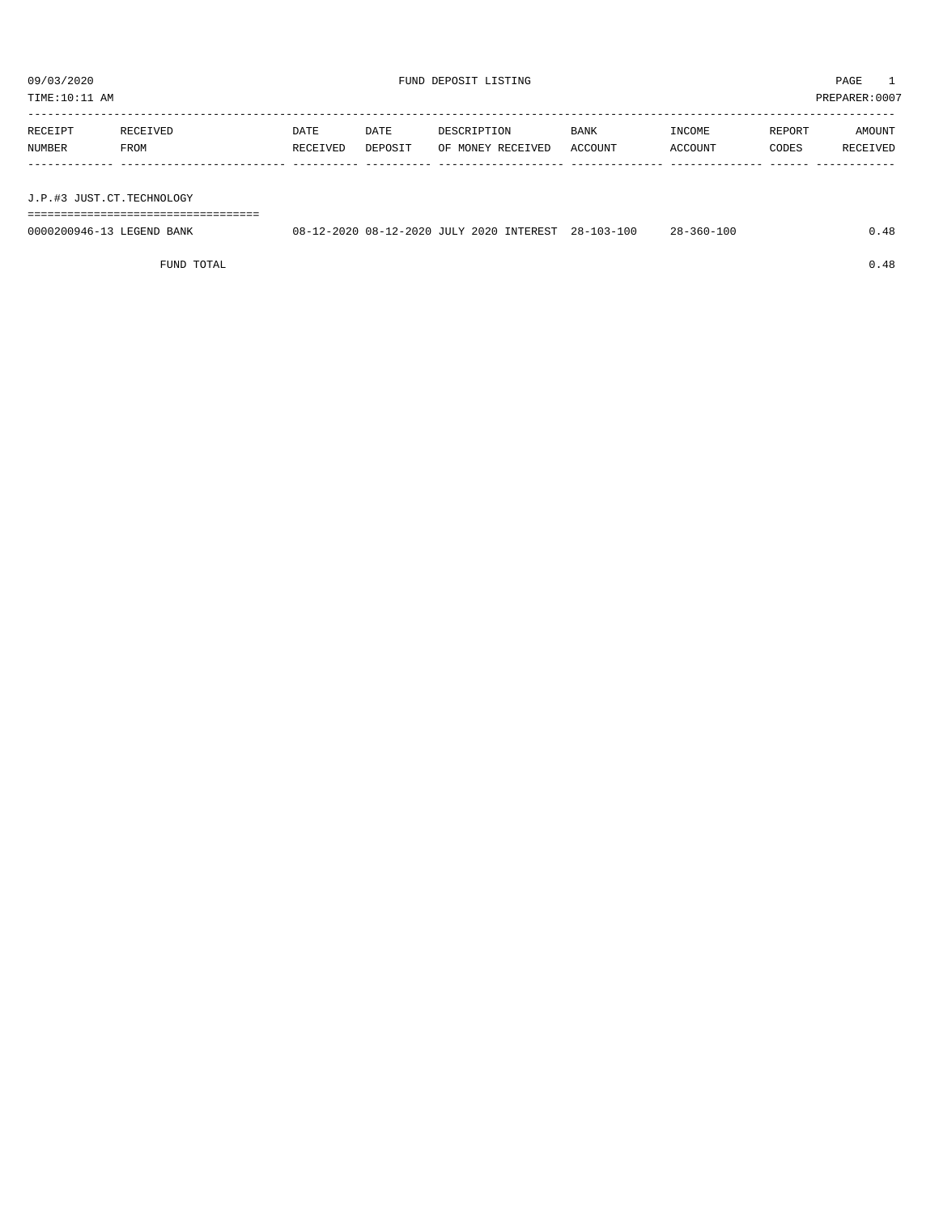09/03/2020 FUND DEPOSIT LISTING

TIME:10:11 AM PREPARER:0007

| RECEIPT NUMBER | RECEIVED FROM | DATE RECEIVED | DATE DEPOSIT | DESCRIPTION OF MONEY RECEIVED | BANK ACCOUNT | INCOME ACCOUNT | REPORT CODES | AMOUNT RECEIVED |
|---|---|---|---|---|---|---|---|---|
| J.P.#3 JUST.CT.TECHNOLOGY | | | | | | | | |
| 0000200946-13 | LEGEND BANK | 08-12-2020 | 08-12-2020 | JULY 2020 INTEREST | 28-103-100 | 28-360-100 | | 0.48 |
| | FUND TOTAL | | | | | | | 0.48 |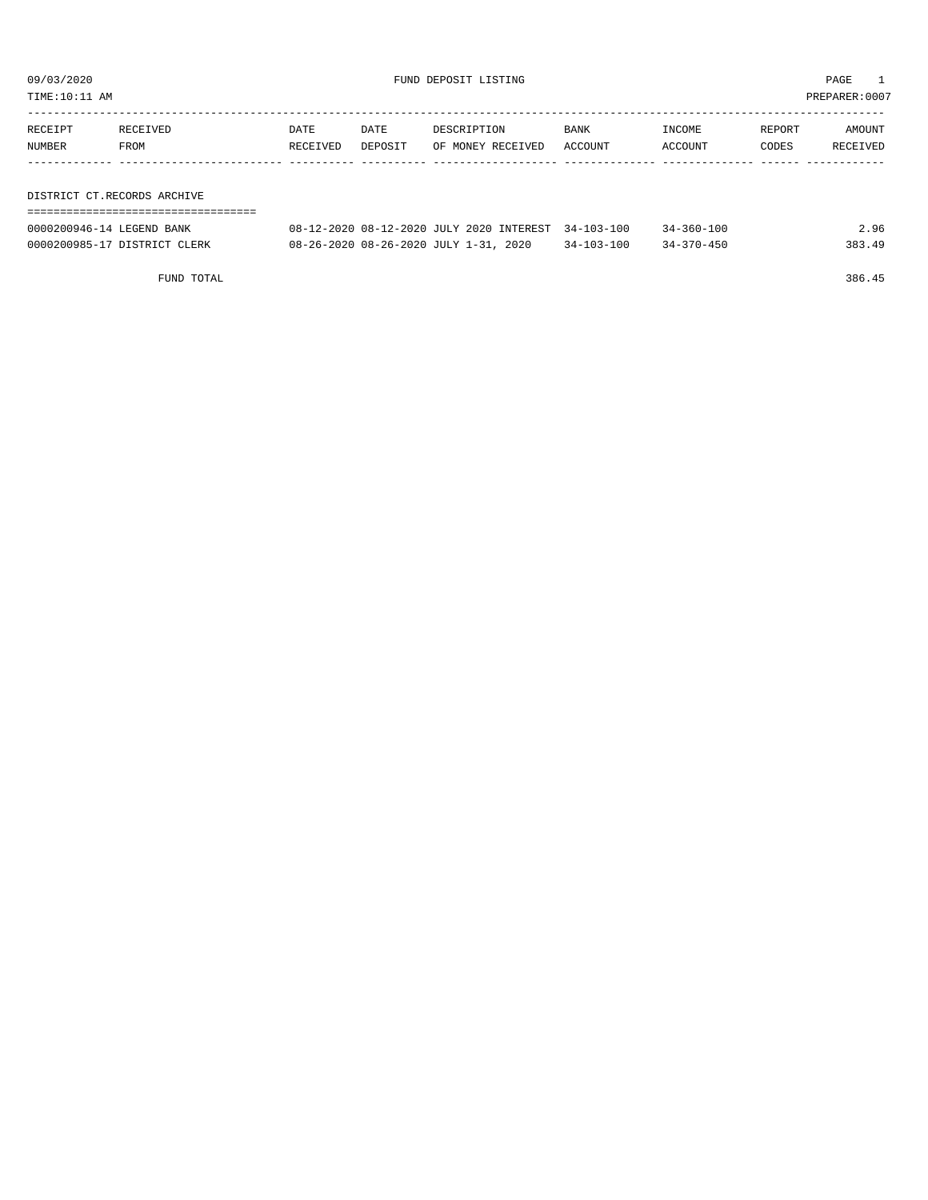09/03/2020 FUND DEPOSIT LISTING

TIME:10:11 AM PREPARER:0007

| RECEIPT NUMBER | RECEIVED FROM | DATE RECEIVED | DATE DEPOSIT | DESCRIPTION OF MONEY RECEIVED | BANK ACCOUNT | INCOME ACCOUNT | REPORT CODES | AMOUNT RECEIVED |
|---|---|---|---|---|---|---|---|---|
| **DISTRICT CT.RECORDS ARCHIVE** | | | | | | | | |
| 0000200946-14 | LEGEND BANK | 08-12-2020 | 08-12-2020 | JULY 2020 INTEREST | 34-103-100 | 34-360-100 | | 2.96 |
| 0000200985-17 | DISTRICT CLERK | 08-26-2020 | 08-26-2020 | JULY 1-31, 2020 | 34-103-100 | 34-370-450 | | 383.49 |
| | FUND TOTAL | | | | | | | 386.45 |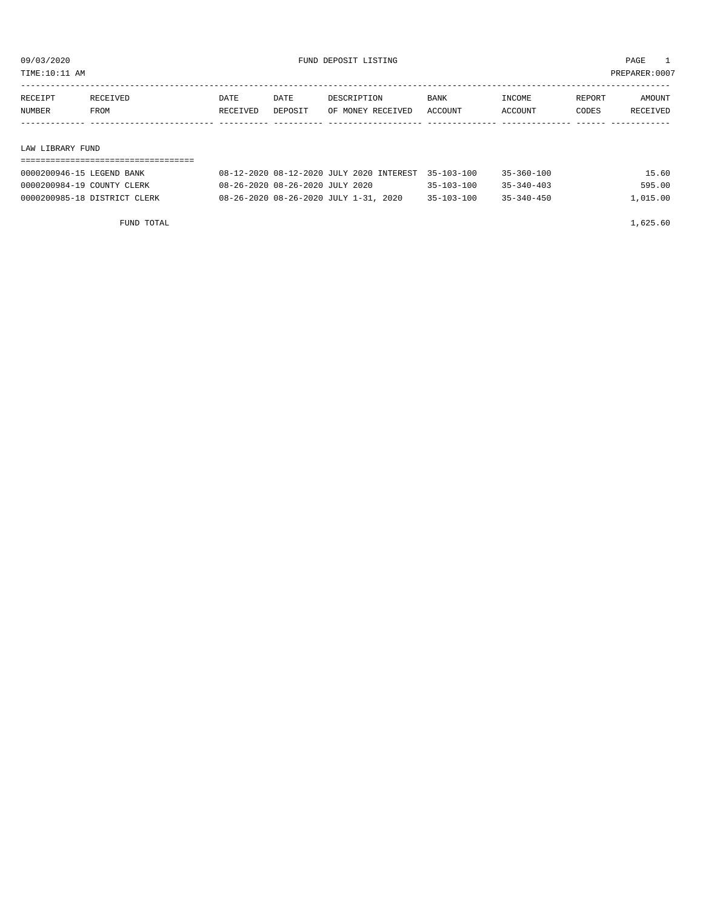FUND DEPOSIT LISTING

09/03/2020
TIME:10:11 AM
PREPARER:0007

| RECEIPT NUMBER | RECEIVED FROM | DATE RECEIVED | DATE DEPOSIT | DESCRIPTION OF MONEY RECEIVED | BANK ACCOUNT | INCOME ACCOUNT | REPORT CODES | AMOUNT RECEIVED |
|---|---|---|---|---|---|---|---|---|

## LAW LIBRARY FUND

| RECEIPT NUMBER | RECEIVED FROM | DATE RECEIVED | DATE DEPOSIT | DESCRIPTION OF MONEY RECEIVED | BANK ACCOUNT | INCOME ACCOUNT | REPORT CODES | AMOUNT RECEIVED |
|---|---|---|---|---|---|---|---|---|
| 0000200946-15 | LEGEND BANK | 08-12-2020 | 08-12-2020 | JULY 2020 INTEREST | 35-103-100 | 35-360-100 | | 15.60 |
| 0000200984-19 | COUNTY CLERK | 08-26-2020 | 08-26-2020 | JULY 2020 | 35-103-100 | 35-340-403 | | 595.00 |
| 0000200985-18 | DISTRICT CLERK | 08-26-2020 | 08-26-2020 | JULY 1-31, 2020 | 35-103-100 | 35-340-450 | | 1,015.00 |
| | FUND TOTAL | | | | | | | 1,625.60 |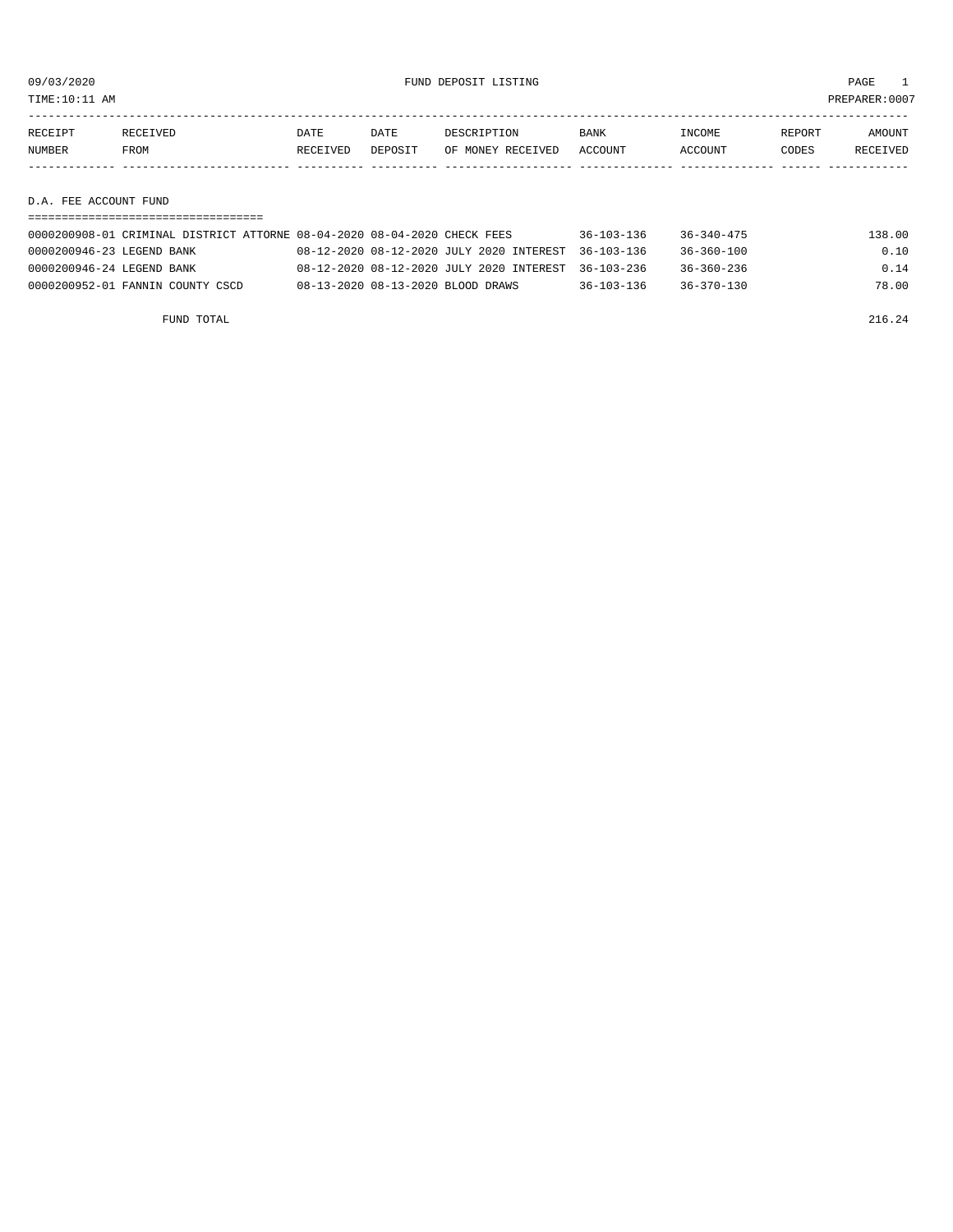09/03/2020 FUND DEPOSIT LISTING

TIME:10:11 AM PREPARER:0007

| RECEIPT NUMBER | RECEIVED FROM | DATE RECEIVED | DATE DEPOSIT | DESCRIPTION OF MONEY RECEIVED | BANK ACCOUNT | INCOME ACCOUNT | REPORT CODES | AMOUNT RECEIVED |
|---|---|---|---|---|---|---|---|---|
| **D.A. FEE ACCOUNT FUND** | | | | | | | | |
| 0000200908-01 | CRIMINAL DISTRICT ATTORNE | 08-04-2020 | 08-04-2020 | CHECK FEES | 36-103-136 | 36-340-475 | | 138.00 |
| 0000200946-23 | LEGEND BANK | 08-12-2020 | 08-12-2020 | JULY 2020 INTEREST | 36-103-136 | 36-360-100 | | 0.10 |
| 0000200946-24 | LEGEND BANK | 08-12-2020 | 08-12-2020 | JULY 2020 INTEREST | 36-103-236 | 36-360-236 | | 0.14 |
| 0000200952-01 | FANNIN COUNTY CSCD | 08-13-2020 | 08-13-2020 | BLOOD DRAWS | 36-103-136 | 36-370-130 | | 78.00 |
| | FUND TOTAL | | | | | | | 216.24 |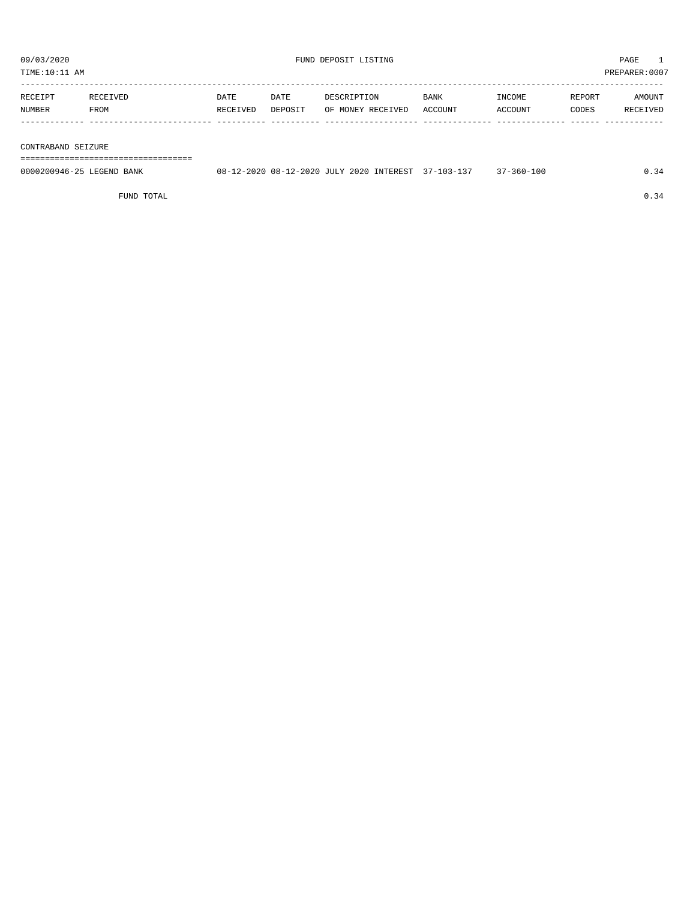09/03/2020 FUND DEPOSIT LISTING

TIME:10:11 AM PREPARER:0007

| RECEIPT NUMBER | RECEIVED FROM | DATE RECEIVED | DATE DEPOSIT | DESCRIPTION OF MONEY RECEIVED | BANK ACCOUNT | INCOME ACCOUNT | REPORT CODES | AMOUNT RECEIVED |
|---|---|---|---|---|---|---|---|---|
| **CONTRABAND SEIZURE** | | | | | | | | |
| 0000200946-25 | LEGEND BANK | 08-12-2020 | 08-12-2020 | JULY 2020 INTEREST | 37-103-137 | 37-360-100 | | 0.34 |
| | FUND TOTAL | | | | | | | 0.34 |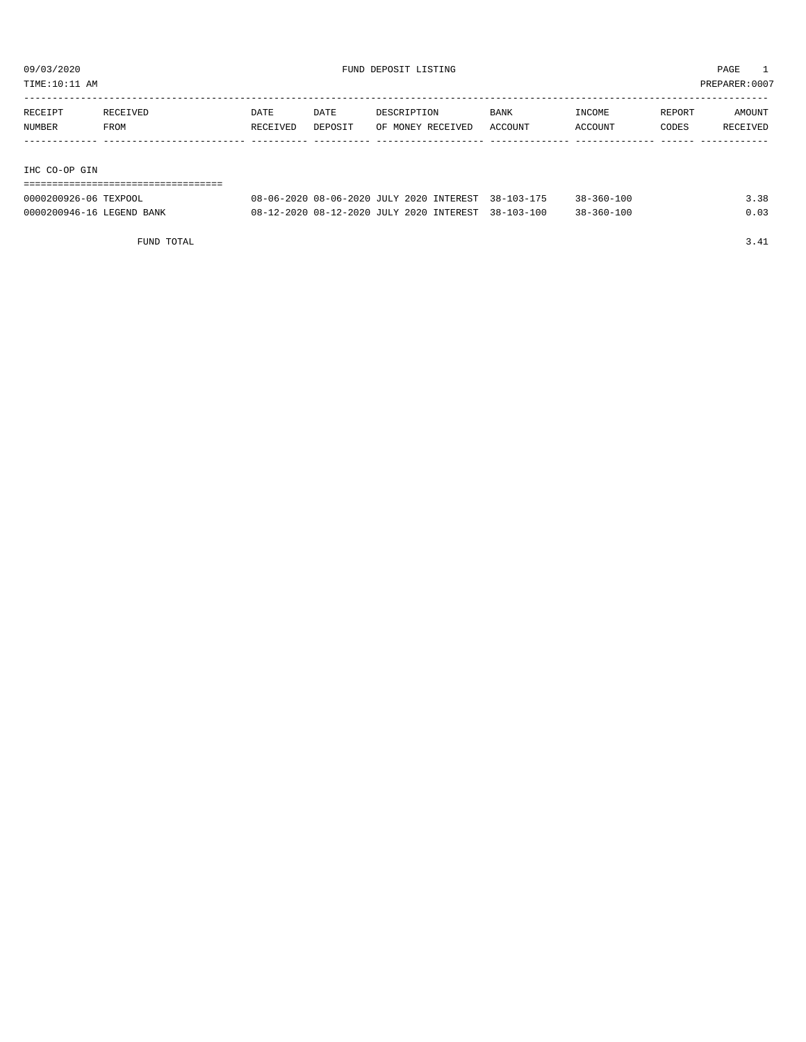09/03/2020 FUND DEPOSIT LISTING PAGE 1

TIME:10:11 AM PREPARER:0007

| RECEIPT NUMBER | RECEIVED FROM | DATE RECEIVED | DATE DEPOSIT | DESCRIPTION OF MONEY RECEIVED | BANK ACCOUNT | INCOME ACCOUNT | REPORT CODES | AMOUNT RECEIVED |
|---|---|---|---|---|---|---|---|---|
| **IHC CO-OP GIN** | | | | | | | | |
| 0000200926-06 | TEXPOOL | 08-06-2020 | 08-06-2020 | JULY 2020 INTEREST | 38-103-175 | 38-360-100 | | 3.38 |
| 0000200946-16 | LEGEND BANK | 08-12-2020 | 08-12-2020 | JULY 2020 INTEREST | 38-103-100 | 38-360-100 | | 0.03 |
| | FUND TOTAL | | | | | | | 3.41 |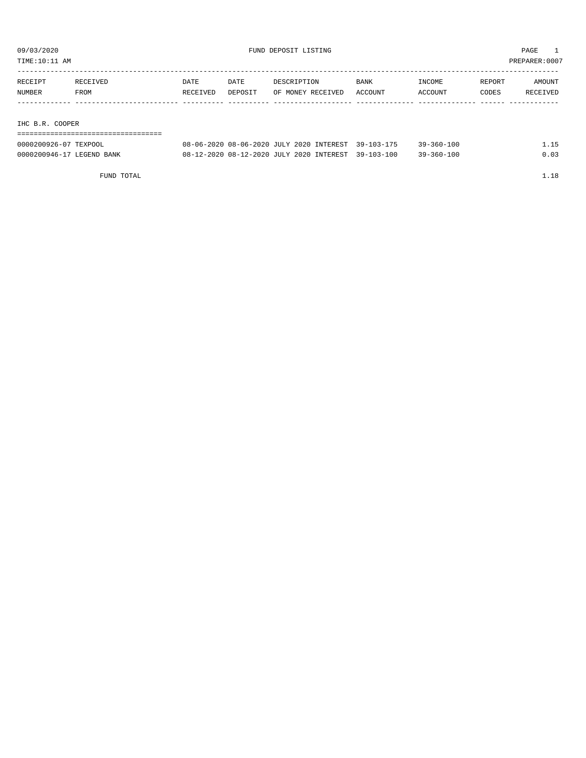09/03/2020 FUND DEPOSIT LISTING PAGE 1

TIME:10:11 AM PREPARER:0007

| RECEIPT NUMBER | RECEIVED FROM | DATE RECEIVED | DATE DEPOSIT | DESCRIPTION OF MONEY RECEIVED | BANK ACCOUNT | INCOME ACCOUNT | REPORT CODES | AMOUNT RECEIVED |
|---|---|---|---|---|---|---|---|---|
| **IHC B.R. COOPER** | | | | | | | | |
| 0000200926-07 | TEXPOOL | 08-06-2020 | 08-06-2020 | JULY 2020 INTEREST | 39-103-175 | 39-360-100 | | 1.15 |
| 0000200946-17 | LEGEND BANK | 08-12-2020 | 08-12-2020 | JULY 2020 INTEREST | 39-103-100 | 39-360-100 | | 0.03 |
| | FUND TOTAL | | | | | | | 1.18 |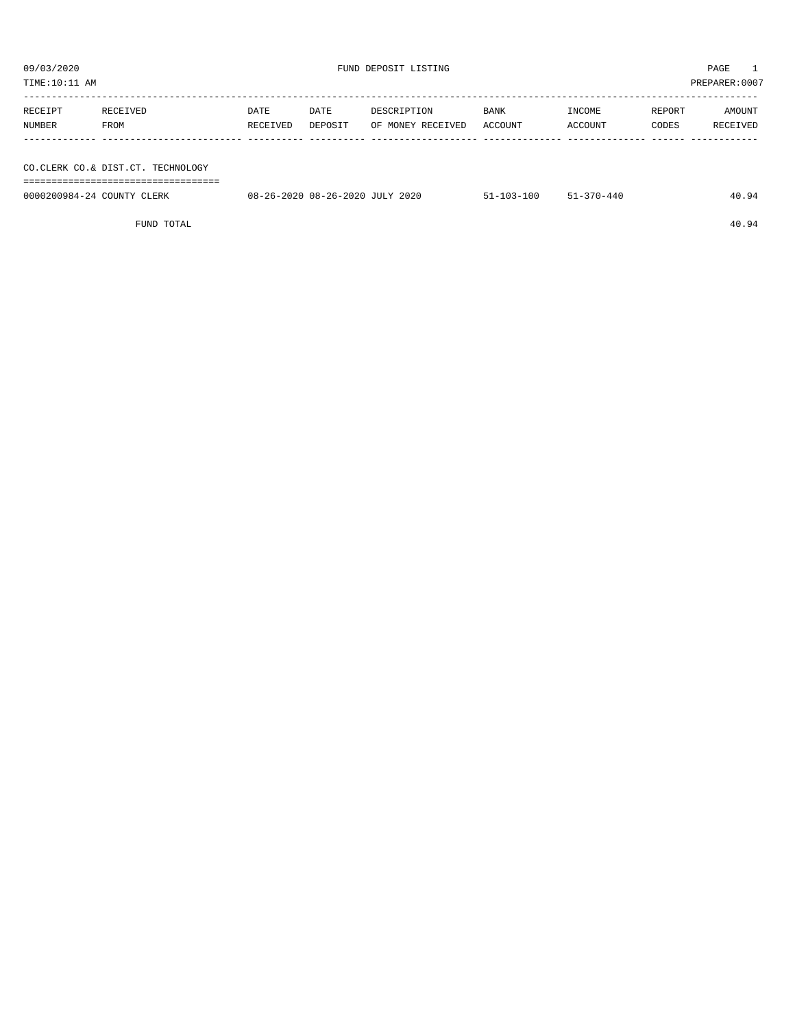09/03/2020 FUND DEPOSIT LISTING PAGE 1

TIME:10:11 AM PREPARER:0007

| RECEIPT NUMBER | RECEIVED FROM | DATE RECEIVED | DATE DEPOSIT | DESCRIPTION OF MONEY RECEIVED | BANK ACCOUNT | INCOME ACCOUNT | REPORT CODES | AMOUNT RECEIVED |
|---|---|---|---|---|---|---|---|---|
| **CO.CLERK CO.& DIST.CT. TECHNOLOGY** | | | | | | | | |
| 0000200984-24 | COUNTY CLERK | 08-26-2020 | 08-26-2020 | JULY 2020 | 51-103-100 | 51-370-440 | | 40.94 |
| | FUND TOTAL | | | | | | | 40.94 |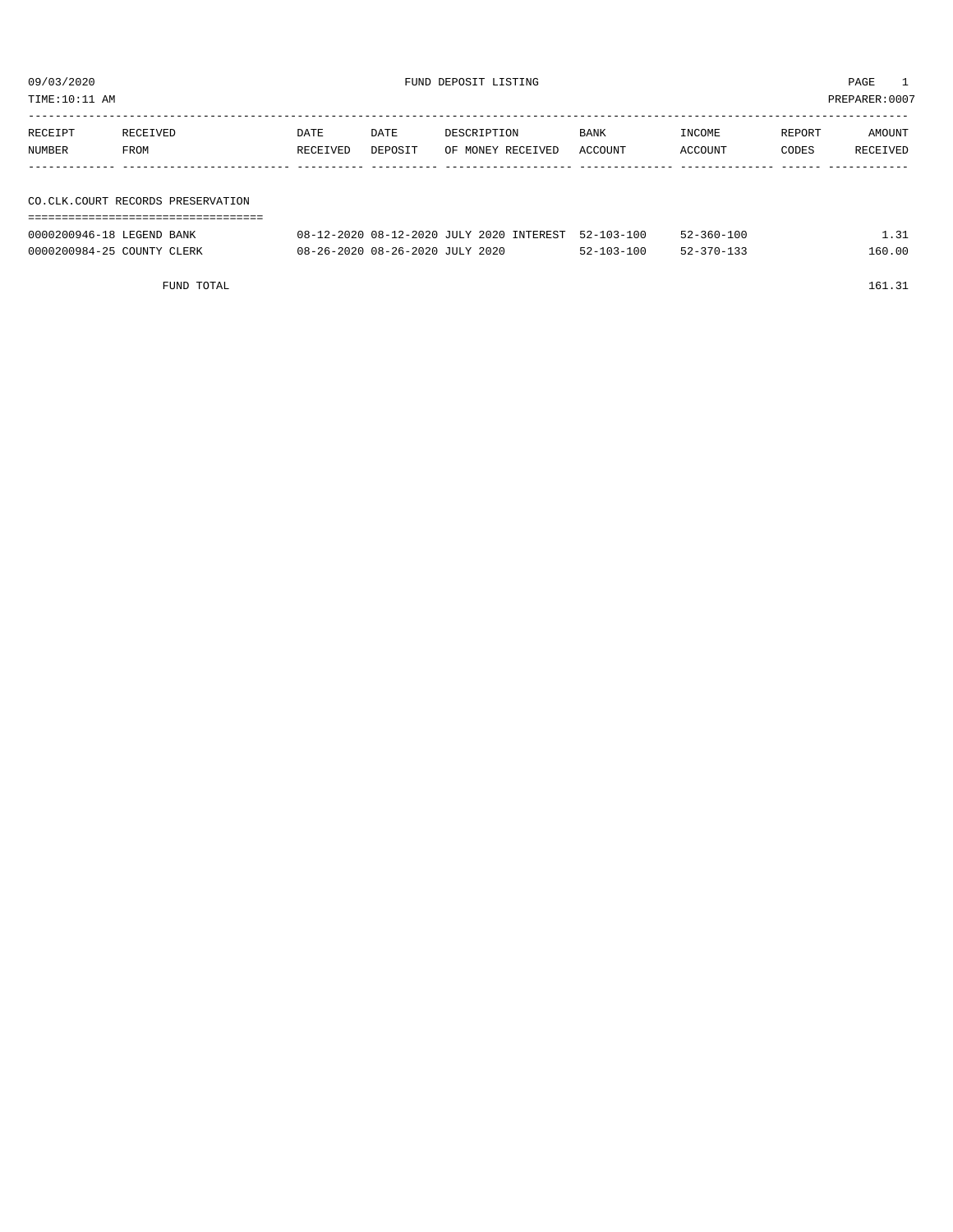09/03/2020 FUND DEPOSIT LISTING

TIME:10:11 AM PREPARER:0007

| RECEIPT NUMBER | RECEIVED FROM | DATE RECEIVED | DATE DEPOSIT | DESCRIPTION OF MONEY RECEIVED | BANK ACCOUNT | INCOME ACCOUNT | REPORT CODES | AMOUNT RECEIVED |
|---|---|---|---|---|---|---|---|---|

## CO.CLK.COURT RECORDS PRESERVATION

| RECEIPT NUMBER | RECEIVED FROM | DATE RECEIVED | DATE DEPOSIT | DESCRIPTION OF MONEY RECEIVED | BANK ACCOUNT | INCOME ACCOUNT | REPORT CODES | AMOUNT RECEIVED |
|---|---|---|---|---|---|---|---|---|
| 0000200946-18 | LEGEND BANK | 08-12-2020 | 08-12-2020 | JULY 2020 INTEREST | 52-103-100 | 52-360-100 | | 1.31 |
| 0000200984-25 | COUNTY CLERK | 08-26-2020 | 08-26-2020 | JULY 2020 | 52-103-100 | 52-370-133 | | 160.00 |
| | FUND TOTAL | | | | | | | 161.31 |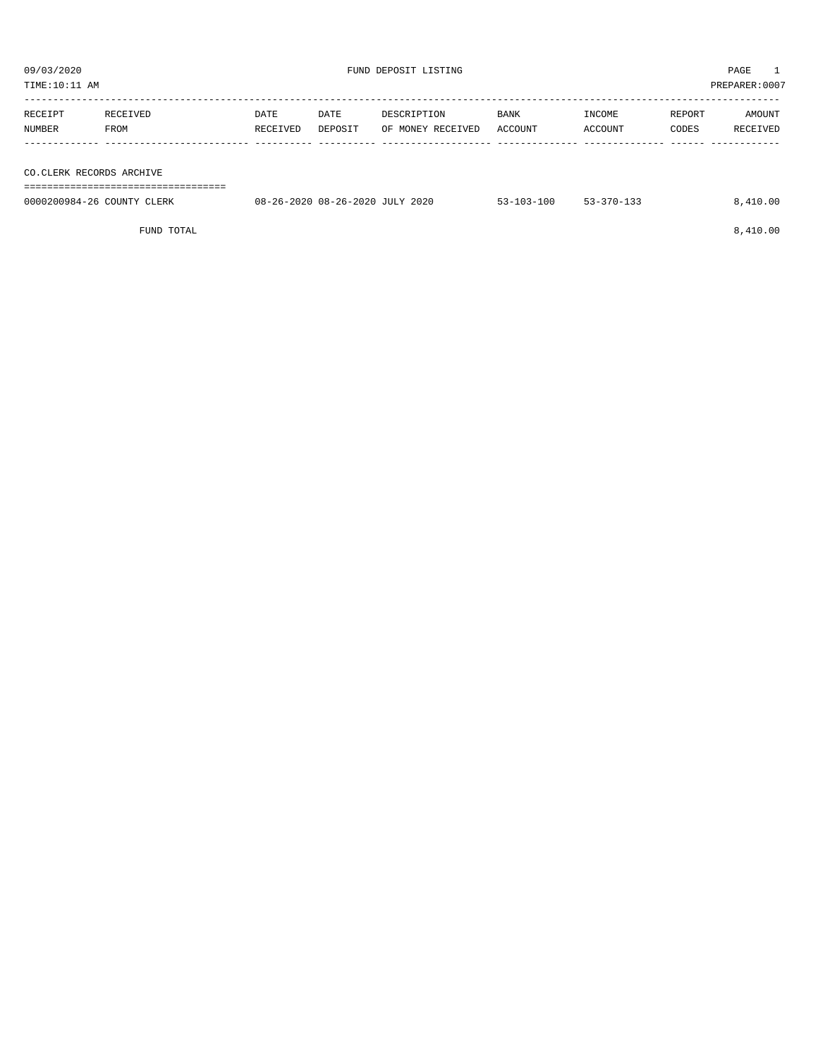09/03/2020 FUND DEPOSIT LISTING

TIME:10:11 AM PREPARER:0007

| RECEIPT NUMBER | RECEIVED FROM | DATE RECEIVED | DATE DEPOSIT | DESCRIPTION OF MONEY RECEIVED | BANK ACCOUNT | INCOME ACCOUNT | REPORT CODES | AMOUNT RECEIVED |
|---|---|---|---|---|---|---|---|---|
| **CO.CLERK RECORDS ARCHIVE** | | | | | | | | |
| 0000200984-26 | COUNTY CLERK | 08-26-2020 | 08-26-2020 | JULY 2020 | 53-103-100 | 53-370-133 | | 8,410.00 |
| | FUND TOTAL | | | | | | | 8,410.00 |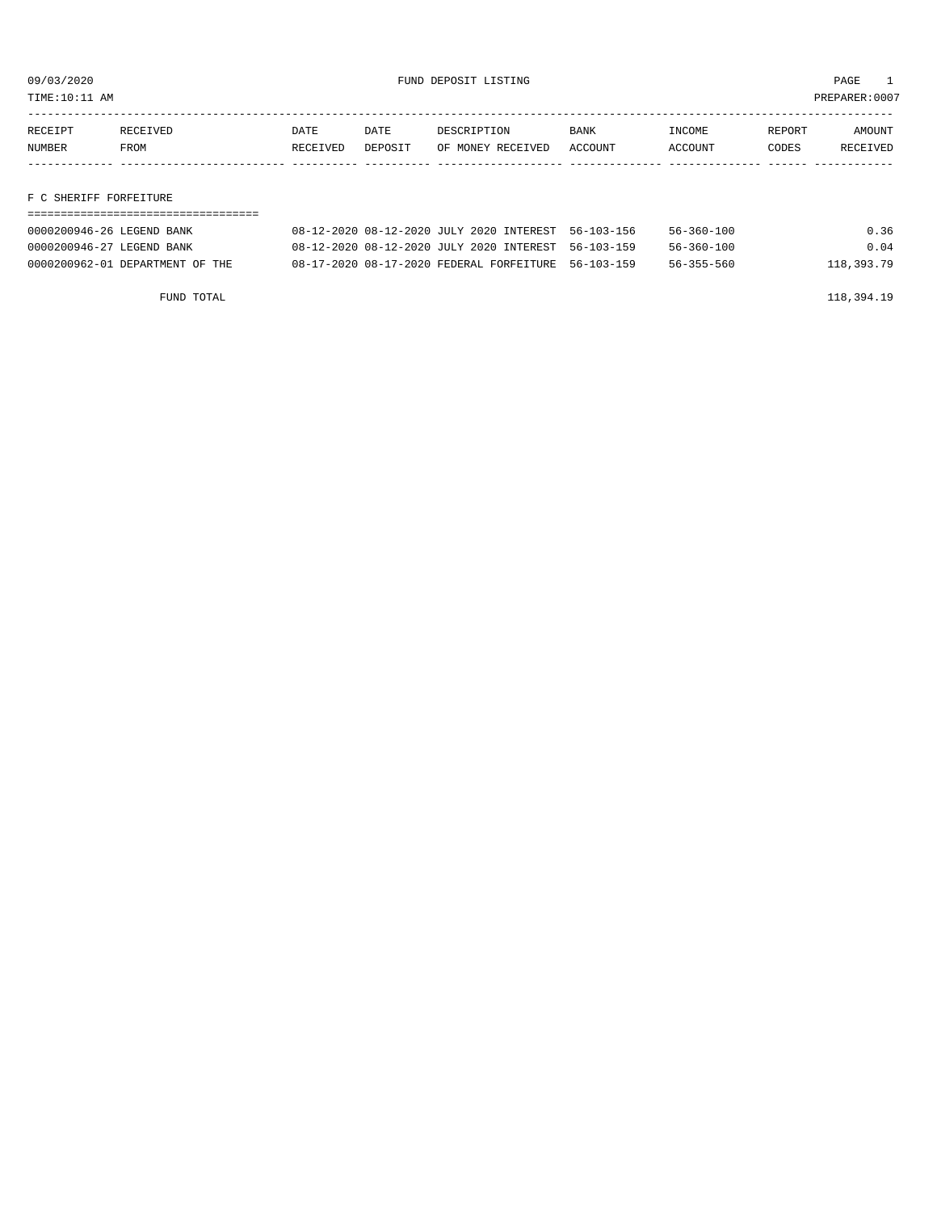09/03/2020 FUND DEPOSIT LISTING PAGE 1

TIME:10:11 AM PREPARER:0007

| RECEIPT NUMBER | RECEIVED FROM | DATE RECEIVED | DATE DEPOSIT | DESCRIPTION OF MONEY RECEIVED | BANK ACCOUNT | INCOME ACCOUNT | REPORT CODES | AMOUNT RECEIVED |
|---|---|---|---|---|---|---|---|---|
| **F C SHERIFF FORFEITURE** | | | | | | | | |
| 0000200946-26 | LEGEND BANK | 08-12-2020 | 08-12-2020 | JULY 2020 INTEREST | 56-103-156 | 56-360-100 | | 0.36 |
| 0000200946-27 | LEGEND BANK | 08-12-2020 | 08-12-2020 | JULY 2020 INTEREST | 56-103-159 | 56-360-100 | | 0.04 |
| 0000200962-01 | DEPARTMENT OF THE | 08-17-2020 | 08-17-2020 | FEDERAL FORFEITURE | 56-103-159 | 56-355-560 | | 118,393.79 |
| | FUND TOTAL | | | | | | | 118,394.19 |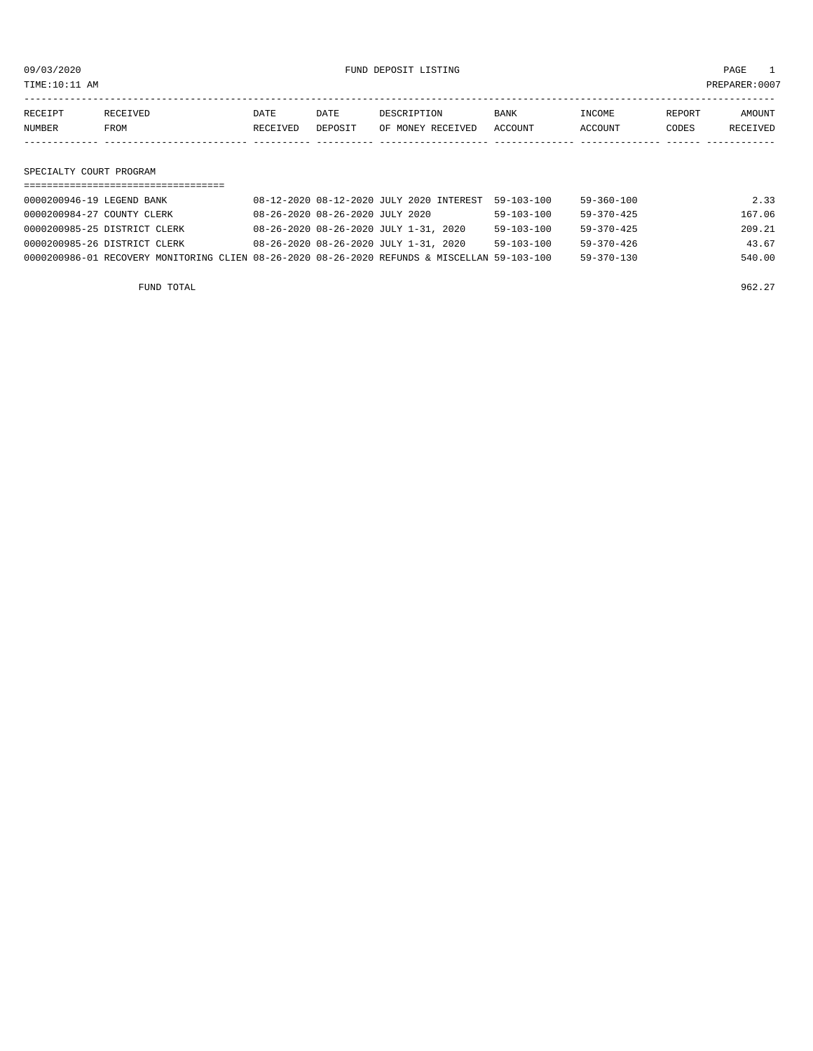09/03/2020 FUND DEPOSIT LISTING PAGE 1

TIME:10:11 AM PREPARER:0007

| RECEIPT NUMBER | RECEIVED FROM | DATE RECEIVED | DATE DEPOSIT | DESCRIPTION OF MONEY RECEIVED | BANK ACCOUNT | INCOME ACCOUNT | REPORT CODES | AMOUNT RECEIVED |
|---|---|---|---|---|---|---|---|---|

## SPECIALTY COURT PROGRAM

| RECEIPT NUMBER | RECEIVED FROM | DATE RECEIVED | DATE DEPOSIT | DESCRIPTION OF MONEY RECEIVED | BANK ACCOUNT | INCOME ACCOUNT | REPORT CODES | AMOUNT RECEIVED |
|---|---|---|---|---|---|---|---|---|
| 0000200946-19 | LEGEND BANK | 08-12-2020 | 08-12-2020 | JULY 2020 INTEREST | 59-103-100 | 59-360-100 | | 2.33 |
| 0000200984-27 | COUNTY CLERK | 08-26-2020 | 08-26-2020 | JULY 2020 | 59-103-100 | 59-370-425 | | 167.06 |
| 0000200985-25 | DISTRICT CLERK | 08-26-2020 | 08-26-2020 | JULY 1-31, 2020 | 59-103-100 | 59-370-425 | | 209.21 |
| 0000200985-26 | DISTRICT CLERK | 08-26-2020 | 08-26-2020 | JULY 1-31, 2020 | 59-103-100 | 59-370-426 | | 43.67 |
| 0000200986-01 | RECOVERY MONITORING CLIEN | 08-26-2020 | 08-26-2020 | REFUNDS & MISCELLAN | 59-103-100 | 59-370-130 | | 540.00 |
| | FUND TOTAL | | | | | | | 962.27 |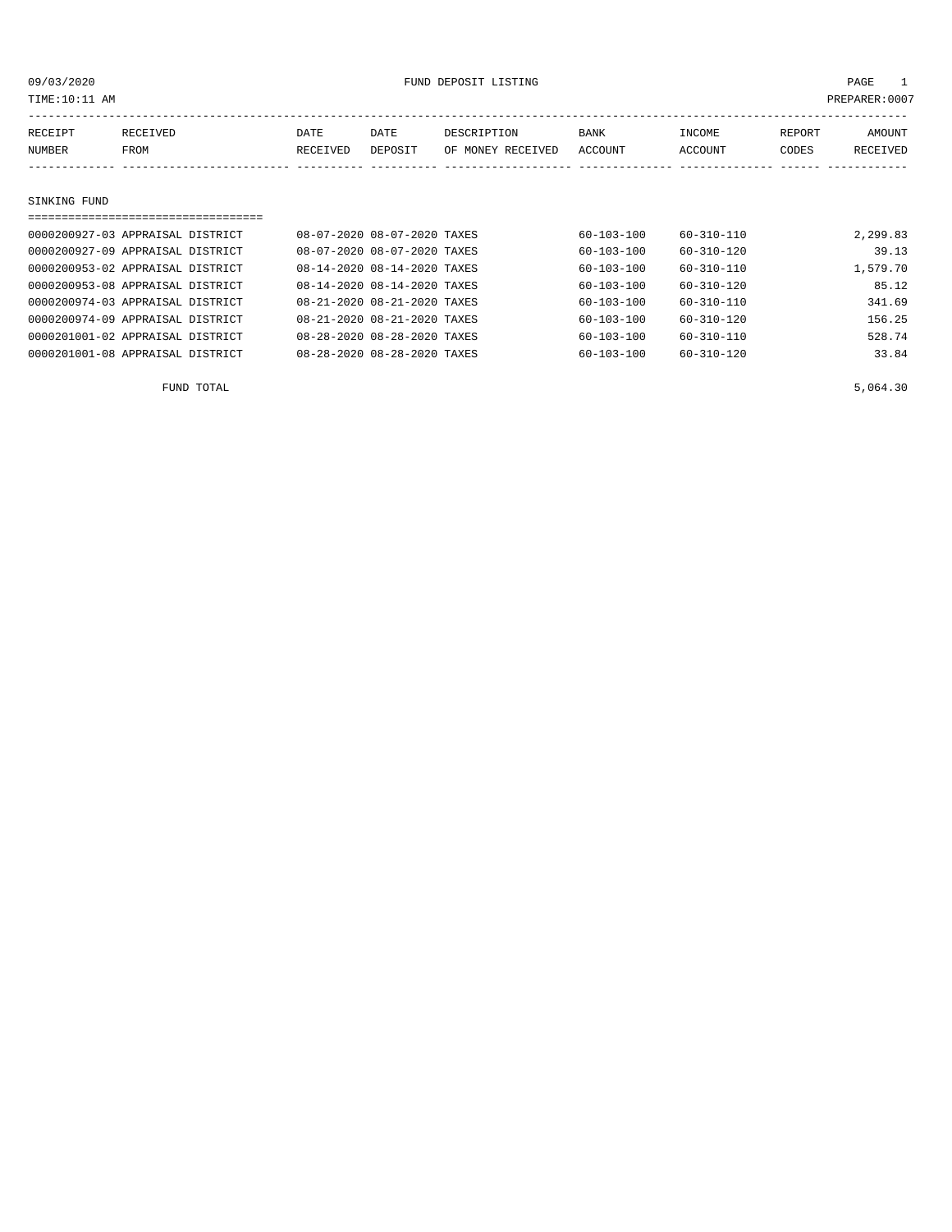09/03/2020 FUND DEPOSIT LISTING

TIME:10:11 AM PREPARER:0007

| RECEIPT NUMBER | RECEIVED FROM | DATE RECEIVED | DATE DEPOSIT | DESCRIPTION OF MONEY RECEIVED | BANK ACCOUNT | INCOME ACCOUNT | REPORT CODES | AMOUNT RECEIVED |
|---|---|---|---|---|---|---|---|---|

## SINKING FUND

| RECEIPT NUMBER | RECEIVED FROM | DATE RECEIVED | DATE DEPOSIT | DESCRIPTION OF MONEY RECEIVED | BANK ACCOUNT | INCOME ACCOUNT | REPORT CODES | AMOUNT RECEIVED |
|---|---|---|---|---|---|---|---|---|
| 0000200927-03 | APPRAISAL DISTRICT | 08-07-2020 | 08-07-2020 | TAXES | 60-103-100 | 60-310-110 | | 2,299.83 |
| 0000200927-09 | APPRAISAL DISTRICT | 08-07-2020 | 08-07-2020 | TAXES | 60-103-100 | 60-310-120 | | 39.13 |
| 0000200953-02 | APPRAISAL DISTRICT | 08-14-2020 | 08-14-2020 | TAXES | 60-103-100 | 60-310-110 | | 1,579.70 |
| 0000200953-08 | APPRAISAL DISTRICT | 08-14-2020 | 08-14-2020 | TAXES | 60-103-100 | 60-310-120 | | 85.12 |
| 0000200974-03 | APPRAISAL DISTRICT | 08-21-2020 | 08-21-2020 | TAXES | 60-103-100 | 60-310-110 | | 341.69 |
| 0000200974-09 | APPRAISAL DISTRICT | 08-21-2020 | 08-21-2020 | TAXES | 60-103-100 | 60-310-120 | | 156.25 |
| 0000201001-02 | APPRAISAL DISTRICT | 08-28-2020 | 08-28-2020 | TAXES | 60-103-100 | 60-310-110 | | 528.74 |
| 0000201001-08 | APPRAISAL DISTRICT | 08-28-2020 | 08-28-2020 | TAXES | 60-103-100 | 60-310-120 | | 33.84 |
| | FUND TOTAL | | | | | | | 5,064.30 |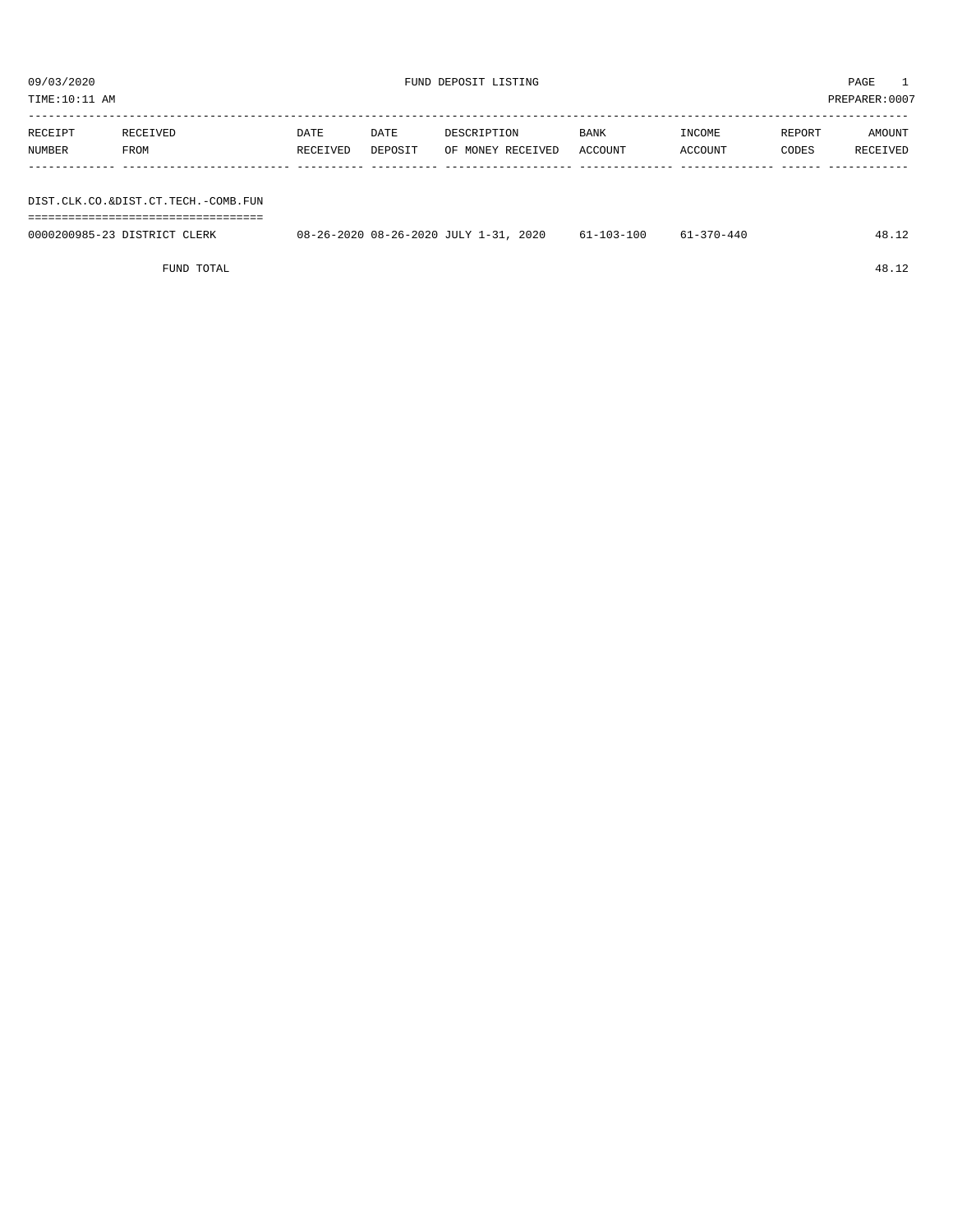09/03/2020 FUND DEPOSIT LISTING PAGE 1

TIME:10:11 AM PREPARER:0007

| RECEIPT NUMBER | RECEIVED FROM | DATE RECEIVED | DATE DEPOSIT | DESCRIPTION OF MONEY RECEIVED | BANK ACCOUNT | INCOME ACCOUNT | REPORT CODES | AMOUNT RECEIVED |
|---|---|---|---|---|---|---|---|---|
| **DIST.CLK.CO.&DIST.CT.TECH.-COMB.FUN** | | | | | | | | |
| 0000200985-23 | DISTRICT CLERK | 08-26-2020 | 08-26-2020 | JULY 1-31, 2020 | 61-103-100 | 61-370-440 | | 48.12 |
| | FUND TOTAL | | | | | | | 48.12 |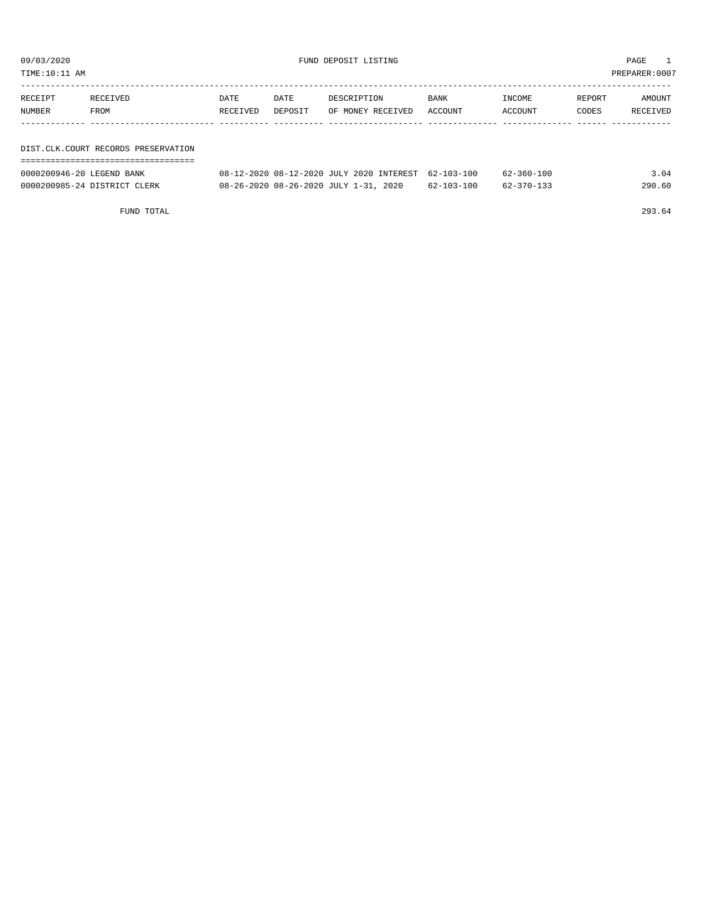09/03/2020 FUND DEPOSIT LISTING

TIME:10:11 AM PREPARER:0007

| RECEIPT NUMBER | RECEIVED FROM | DATE RECEIVED | DATE DEPOSIT | DESCRIPTION OF MONEY RECEIVED | BANK ACCOUNT | INCOME ACCOUNT | REPORT CODES | AMOUNT RECEIVED |
|---|---|---|---|---|---|---|---|---|

## DIST.CLK.COURT RECORDS PRESERVATION

| RECEIPT NUMBER | RECEIVED FROM | DATE RECEIVED | DATE DEPOSIT | DESCRIPTION OF MONEY RECEIVED | BANK ACCOUNT | INCOME ACCOUNT | REPORT CODES | AMOUNT RECEIVED |
|---|---|---|---|---|---|---|---|---|
| 0000200946-20 | LEGEND BANK | 08-12-2020 | 08-12-2020 | JULY 2020 INTEREST | 62-103-100 | 62-360-100 | | 3.04 |
| 0000200985-24 | DISTRICT CLERK | 08-26-2020 | 08-26-2020 | JULY 1-31, 2020 | 62-103-100 | 62-370-133 | | 290.60 |
| | FUND TOTAL | | | | | | | 293.64 |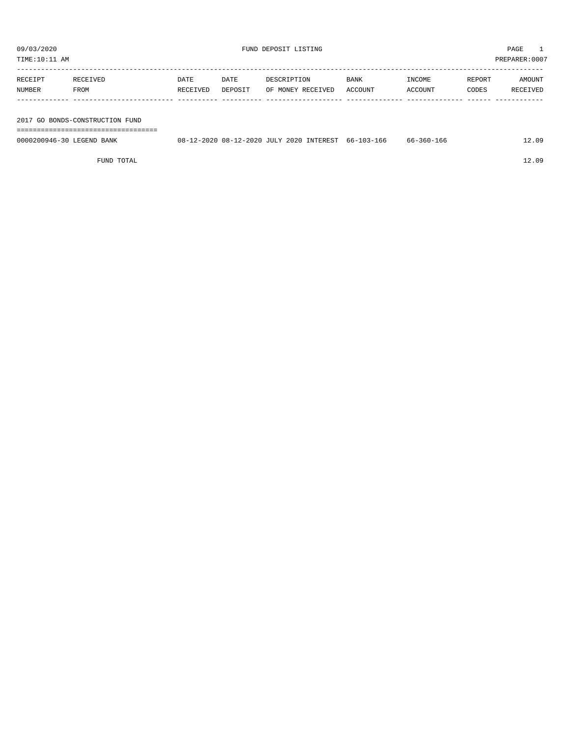09/03/2020 FUND DEPOSIT LISTING

TIME:10:11 AM PREPARER:0007

| RECEIPT NUMBER | RECEIVED FROM | DATE RECEIVED | DATE DEPOSIT | DESCRIPTION OF MONEY RECEIVED | BANK ACCOUNT | INCOME ACCOUNT | REPORT CODES | AMOUNT RECEIVED |
|---|---|---|---|---|---|---|---|---|
| **2017 GO BONDS-CONSTRUCTION FUND** | | | | | | | | |
| 0000200946-30 | LEGEND BANK | 08-12-2020 | 08-12-2020 | JULY 2020 INTEREST | 66-103-166 | 66-360-166 | | 12.09 |
| | FUND TOTAL | | | | | | | 12.09 |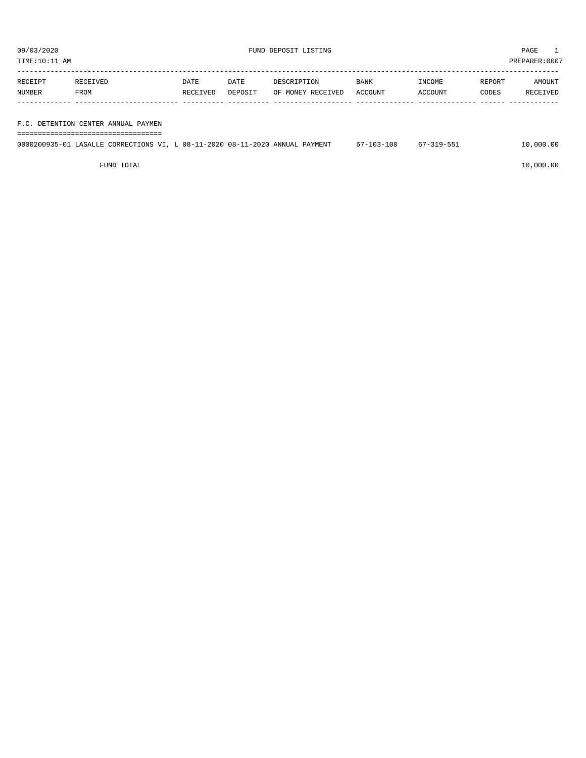09/03/2020 FUND DEPOSIT LISTING PAGE 1
TIME:10:11 AM PREPARER:0007

| RECEIPT NUMBER | RECEIVED FROM | DATE RECEIVED | DATE DEPOSIT | DESCRIPTION OF MONEY RECEIVED | BANK ACCOUNT | INCOME ACCOUNT | REPORT CODES | AMOUNT RECEIVED |
|---|---|---|---|---|---|---|---|---|
| **F.C. DETENTION CENTER ANNUAL PAYMEN** | | | | | | | | |
| 0000200935-01 | LASALLE CORRECTIONS VI, L | 08-11-2020 | 08-11-2020 | ANNUAL PAYMENT | 67-103-100 | 67-319-551 | | 10,000.00 |
| | FUND TOTAL | | | | | | | 10,000.00 |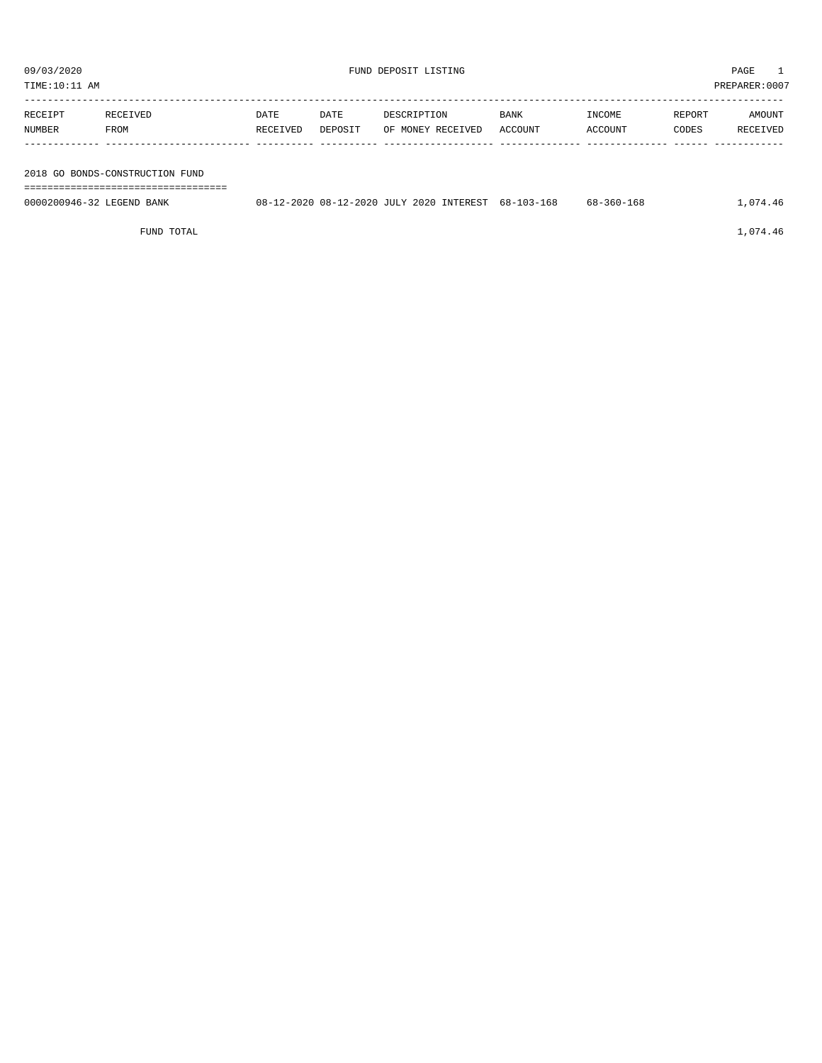09/03/2020 FUND DEPOSIT LISTING

TIME:10:11 AM PREPARER:0007

| RECEIPT NUMBER | RECEIVED FROM | DATE RECEIVED | DATE DEPOSIT | DESCRIPTION OF MONEY RECEIVED | BANK ACCOUNT | INCOME ACCOUNT | REPORT CODES | AMOUNT RECEIVED |
|---|---|---|---|---|---|---|---|---|
| **2018 GO BONDS-CONSTRUCTION FUND** | | | | | | | | |
| 0000200946-32 | LEGEND BANK | 08-12-2020 | 08-12-2020 | JULY 2020 INTEREST | 68-103-168 | 68-360-168 | | 1,074.46 |
| FUND TOTAL | | | | | | | | 1,074.46 |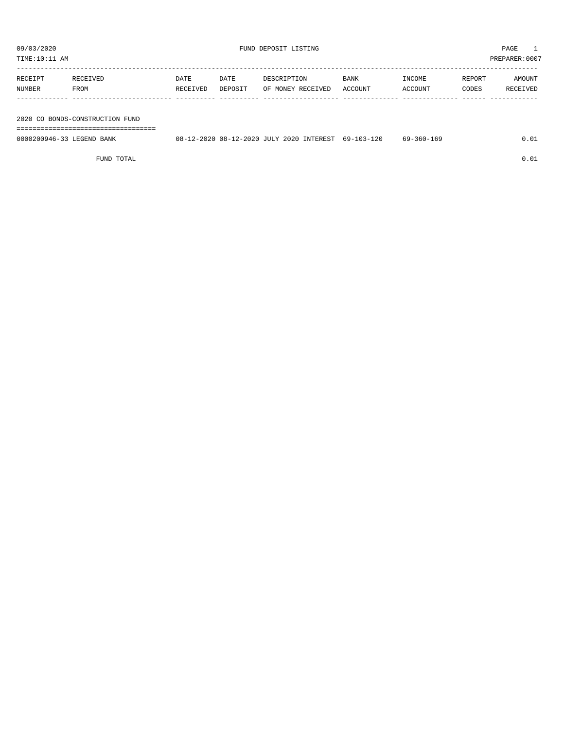09/03/2020 FUND DEPOSIT LISTING PAGE 1

TIME:10:11 AM PREPARER:0007

| RECEIPT NUMBER | RECEIVED FROM | DATE RECEIVED | DATE DEPOSIT | DESCRIPTION OF MONEY RECEIVED | BANK ACCOUNT | INCOME ACCOUNT | REPORT CODES | AMOUNT RECEIVED |
|---|---|---|---|---|---|---|---|---|
| **2020 CO BONDS-CONSTRUCTION FUND** | | | | | | | | |
| 0000200946-33 | LEGEND BANK | 08-12-2020 | 08-12-2020 | JULY 2020 INTEREST | 69-103-120 | 69-360-169 | | 0.01 |
| | FUND TOTAL | | | | | | | 0.01 |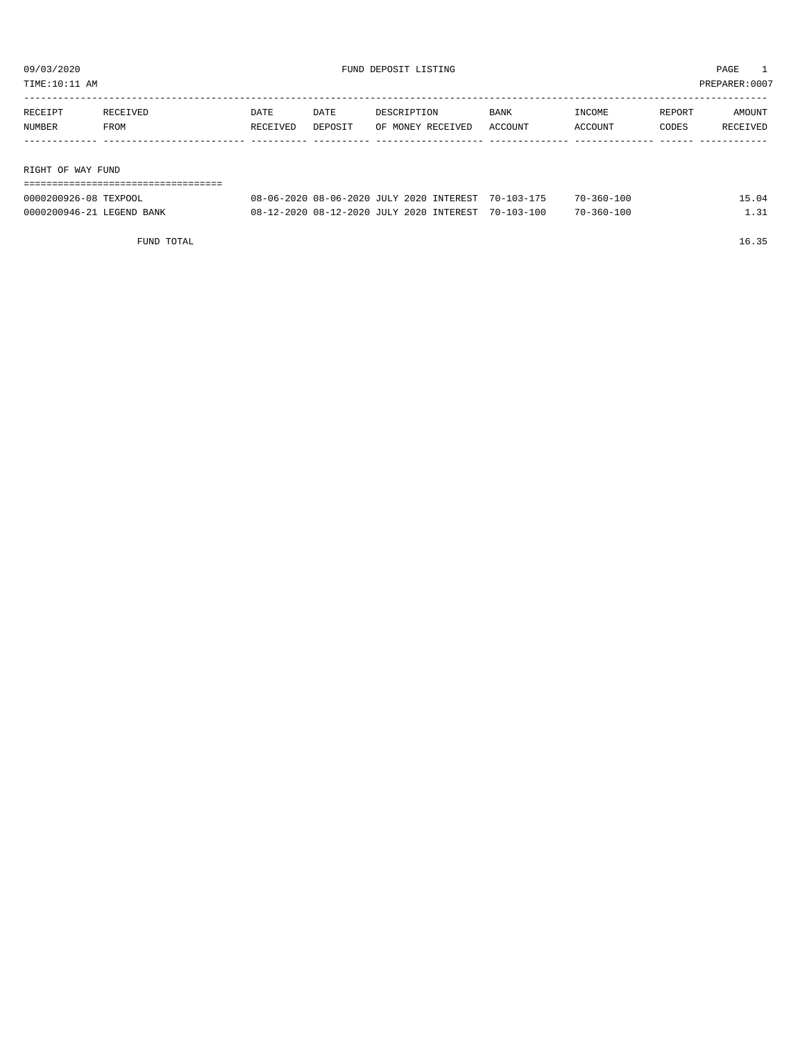09/03/2020 FUND DEPOSIT LISTING PAGE 1
TIME:10:11 AM PREPARER:0007

| RECEIPT NUMBER | RECEIVED FROM | DATE RECEIVED | DATE DEPOSIT | DESCRIPTION OF MONEY RECEIVED | BANK ACCOUNT | INCOME ACCOUNT | REPORT CODES | AMOUNT RECEIVED |
|---|---|---|---|---|---|---|---|---|
| **RIGHT OF WAY FUND** | | | | | | | | |
| 0000200926-08 | TEXPOOL | 08-06-2020 | 08-06-2020 | JULY 2020 INTEREST | 70-103-175 | 70-360-100 | | 15.04 |
| 0000200946-21 | LEGEND BANK | 08-12-2020 | 08-12-2020 | JULY 2020 INTEREST | 70-103-100 | 70-360-100 | | 1.31 |
| | FUND TOTAL | | | | | | | 16.35 |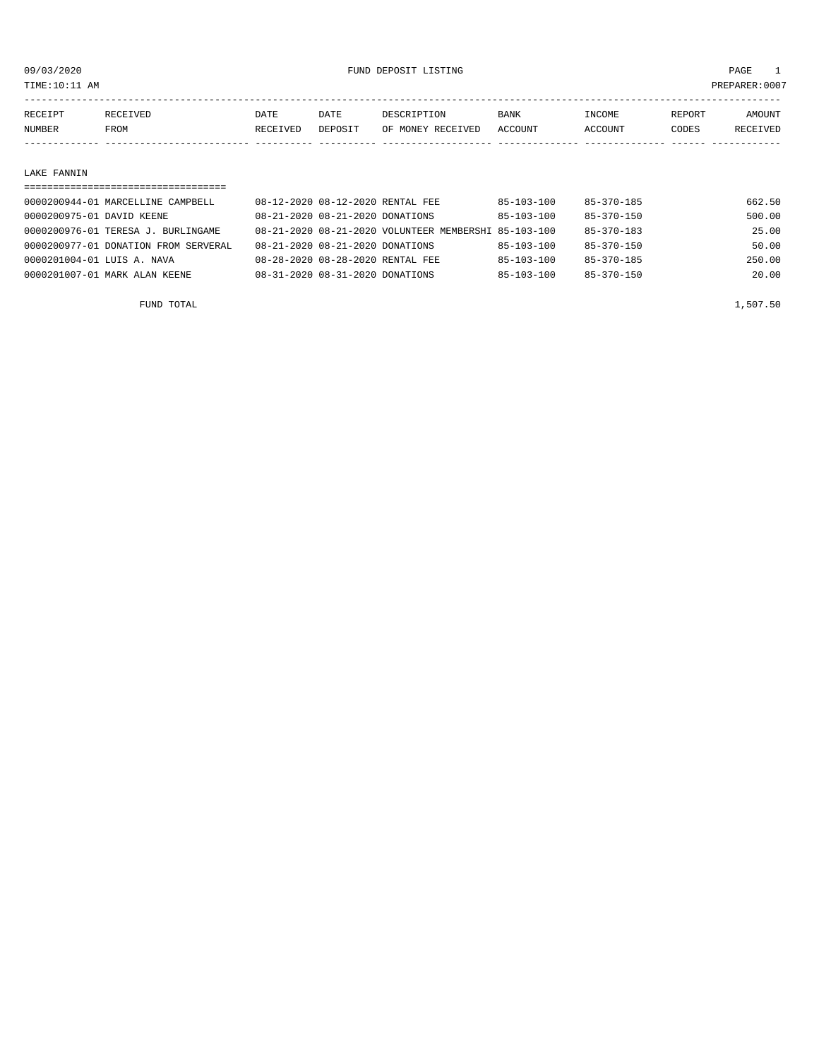09/03/2020 FUND DEPOSIT LISTING PAGE 1

TIME:10:11 AM PREPARER:0007

| RECEIPT NUMBER | RECEIVED FROM | DATE RECEIVED | DATE DEPOSIT | DESCRIPTION OF MONEY RECEIVED | BANK ACCOUNT | INCOME ACCOUNT | REPORT CODES | AMOUNT RECEIVED |
|---|---|---|---|---|---|---|---|---|
| **LAKE FANNIN** | | | | | | | | |
| 0000200944-01 | MARCELLINE CAMPBELL | 08-12-2020 | 08-12-2020 | RENTAL FEE | 85-103-100 | 85-370-185 | | 662.50 |
| 0000200975-01 | DAVID KEENE | 08-21-2020 | 08-21-2020 | DONATIONS | 85-103-100 | 85-370-150 | | 500.00 |
| 0000200976-01 | TERESA J. BURLINGAME | 08-21-2020 | 08-21-2020 | VOLUNTEER MEMBERSHI | 85-103-100 | 85-370-183 | | 25.00 |
| 0000200977-01 | DONATION FROM SERVERAL | 08-21-2020 | 08-21-2020 | DONATIONS | 85-103-100 | 85-370-150 | | 50.00 |
| 0000201004-01 | LUIS A. NAVA | 08-28-2020 | 08-28-2020 | RENTAL FEE | 85-103-100 | 85-370-185 | | 250.00 |
| 0000201007-01 | MARK ALAN KEENE | 08-31-2020 | 08-31-2020 | DONATIONS | 85-103-100 | 85-370-150 | | 20.00 |
| | FUND TOTAL | | | | | | | 1,507.50 |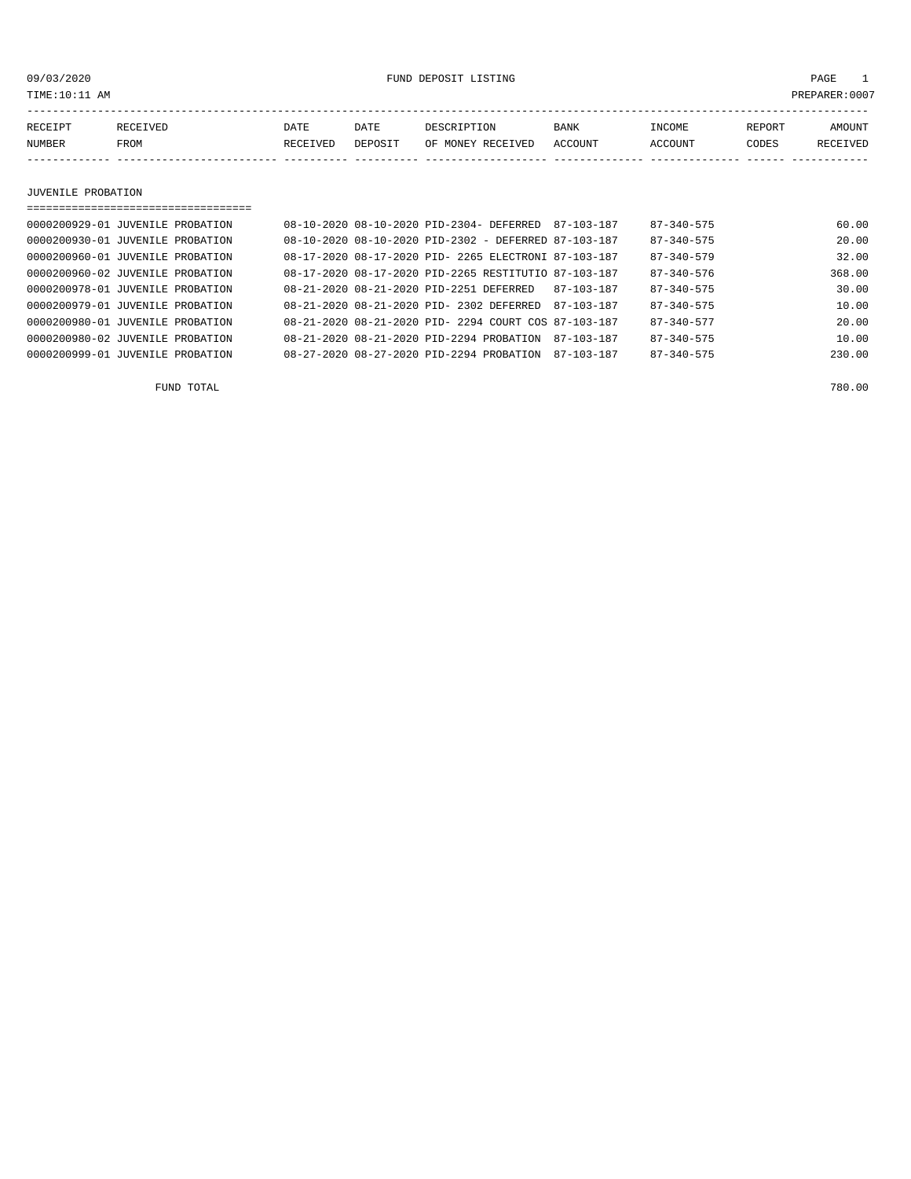09/03/2020 FUND DEPOSIT LISTING PAGE 1

TIME:10:11 AM PREPARER:0007

| RECEIPT NUMBER | RECEIVED FROM | DATE RECEIVED | DATE DEPOSIT | DESCRIPTION OF MONEY RECEIVED | BANK ACCOUNT | INCOME ACCOUNT | REPORT CODES | AMOUNT RECEIVED |
|---|---|---|---|---|---|---|---|---|

## JUVENILE PROBATION

| RECEIPT NUMBER | RECEIVED FROM | DATE RECEIVED | DATE DEPOSIT | DESCRIPTION OF MONEY RECEIVED | BANK ACCOUNT | INCOME ACCOUNT | REPORT CODES | AMOUNT RECEIVED |
|---|---|---|---|---|---|---|---|---|
| 0000200929-01 | JUVENILE PROBATION | 08-10-2020 | 08-10-2020 | PID-2304- DEFERRED | 87-103-187 | 87-340-575 | | 60.00 |
| 0000200930-01 | JUVENILE PROBATION | 08-10-2020 | 08-10-2020 | PID-2302 - DEFERRED | 87-103-187 | 87-340-575 | | 20.00 |
| 0000200960-01 | JUVENILE PROBATION | 08-17-2020 | 08-17-2020 | PID- 2265 ELECTRONI | 87-103-187 | 87-340-579 | | 32.00 |
| 0000200960-02 | JUVENILE PROBATION | 08-17-2020 | 08-17-2020 | PID-2265 RESTITUTIO | 87-103-187 | 87-340-576 | | 368.00 |
| 0000200978-01 | JUVENILE PROBATION | 08-21-2020 | 08-21-2020 | PID-2251 DEFERRED | 87-103-187 | 87-340-575 | | 30.00 |
| 0000200979-01 | JUVENILE PROBATION | 08-21-2020 | 08-21-2020 | PID- 2302 DEFERRED | 87-103-187 | 87-340-575 | | 10.00 |
| 0000200980-01 | JUVENILE PROBATION | 08-21-2020 | 08-21-2020 | PID- 2294 COURT COS | 87-103-187 | 87-340-577 | | 20.00 |
| 0000200980-02 | JUVENILE PROBATION | 08-21-2020 | 08-21-2020 | PID-2294 PROBATION | 87-103-187 | 87-340-575 | | 10.00 |
| 0000200999-01 | JUVENILE PROBATION | 08-27-2020 | 08-27-2020 | PID-2294 PROBATION | 87-103-187 | 87-340-575 | | 230.00 |

FUND TOTAL 780.00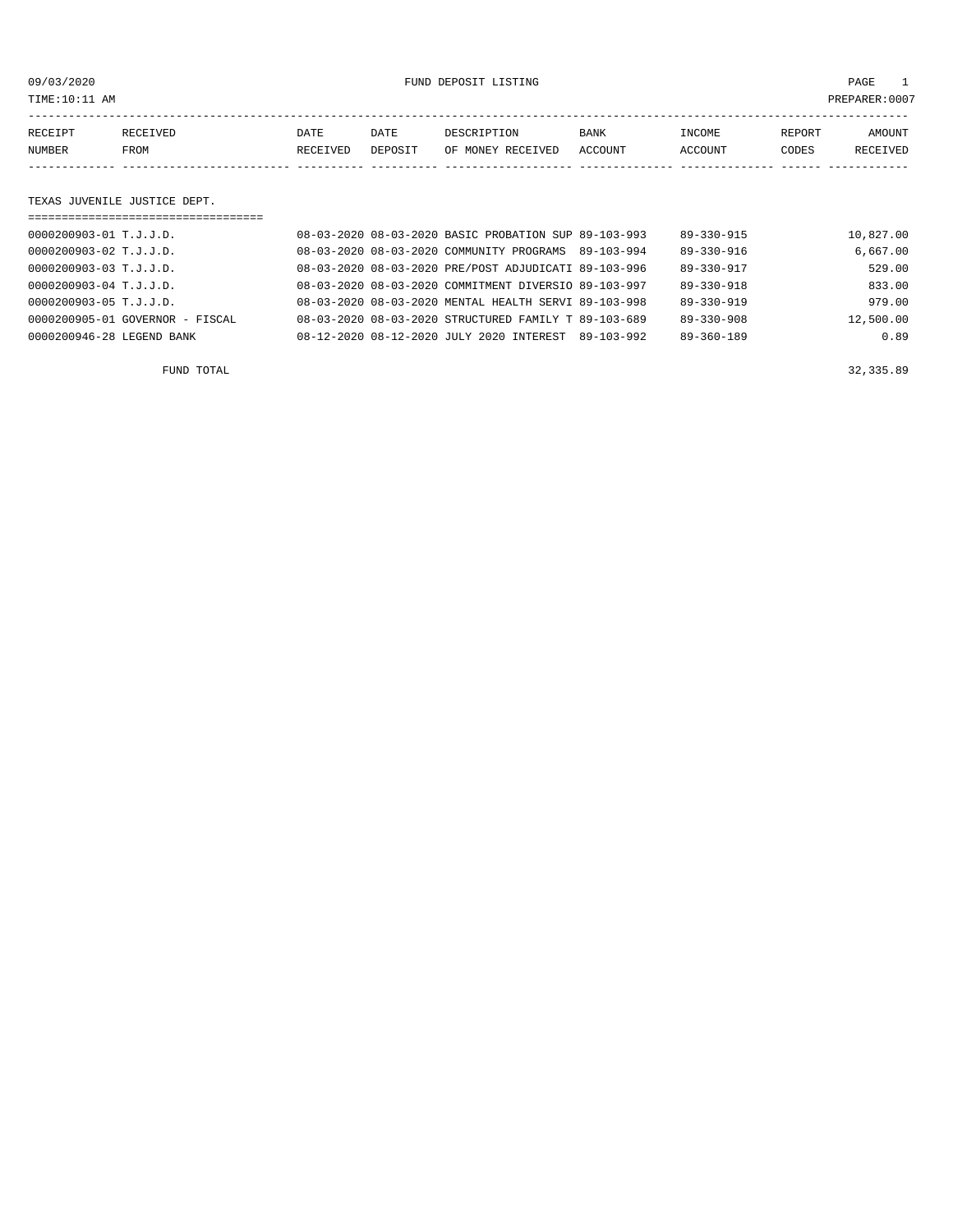09/03/2020 FUND DEPOSIT LISTING

TIME:10:11 AM PREPARER:0007

| RECEIPT NUMBER | RECEIVED FROM | DATE RECEIVED | DATE DEPOSIT | DESCRIPTION OF MONEY RECEIVED | BANK ACCOUNT | INCOME ACCOUNT | REPORT CODES | AMOUNT RECEIVED |
|---|---|---|---|---|---|---|---|---|
| **TEXAS JUVENILE JUSTICE DEPT.** | | | | | | | | |
| 0000200903-01 | T.J.J.D. | 08-03-2020 | 08-03-2020 | BASIC PROBATION SUP | 89-103-993 | 89-330-915 | | 10,827.00 |
| 0000200903-02 | T.J.J.D. | 08-03-2020 | 08-03-2020 | COMMUNITY PROGRAMS | 89-103-994 | 89-330-916 | | 6,667.00 |
| 0000200903-03 | T.J.J.D. | 08-03-2020 | 08-03-2020 | PRE/POST ADJUDICATI | 89-103-996 | 89-330-917 | | 529.00 |
| 0000200903-04 | T.J.J.D. | 08-03-2020 | 08-03-2020 | COMMITMENT DIVERSIO | 89-103-997 | 89-330-918 | | 833.00 |
| 0000200903-05 | T.J.J.D. | 08-03-2020 | 08-03-2020 | MENTAL HEALTH SERVI | 89-103-998 | 89-330-919 | | 979.00 |
| 0000200905-01 | GOVERNOR - FISCAL | 08-03-2020 | 08-03-2020 | STRUCTURED FAMILY T | 89-103-689 | 89-330-908 | | 12,500.00 |
| 0000200946-28 | LEGEND BANK | 08-12-2020 | 08-12-2020 | JULY 2020 INTEREST | 89-103-992 | 89-360-189 | | 0.89 |
| | FUND TOTAL | | | | | | | 32,335.89 |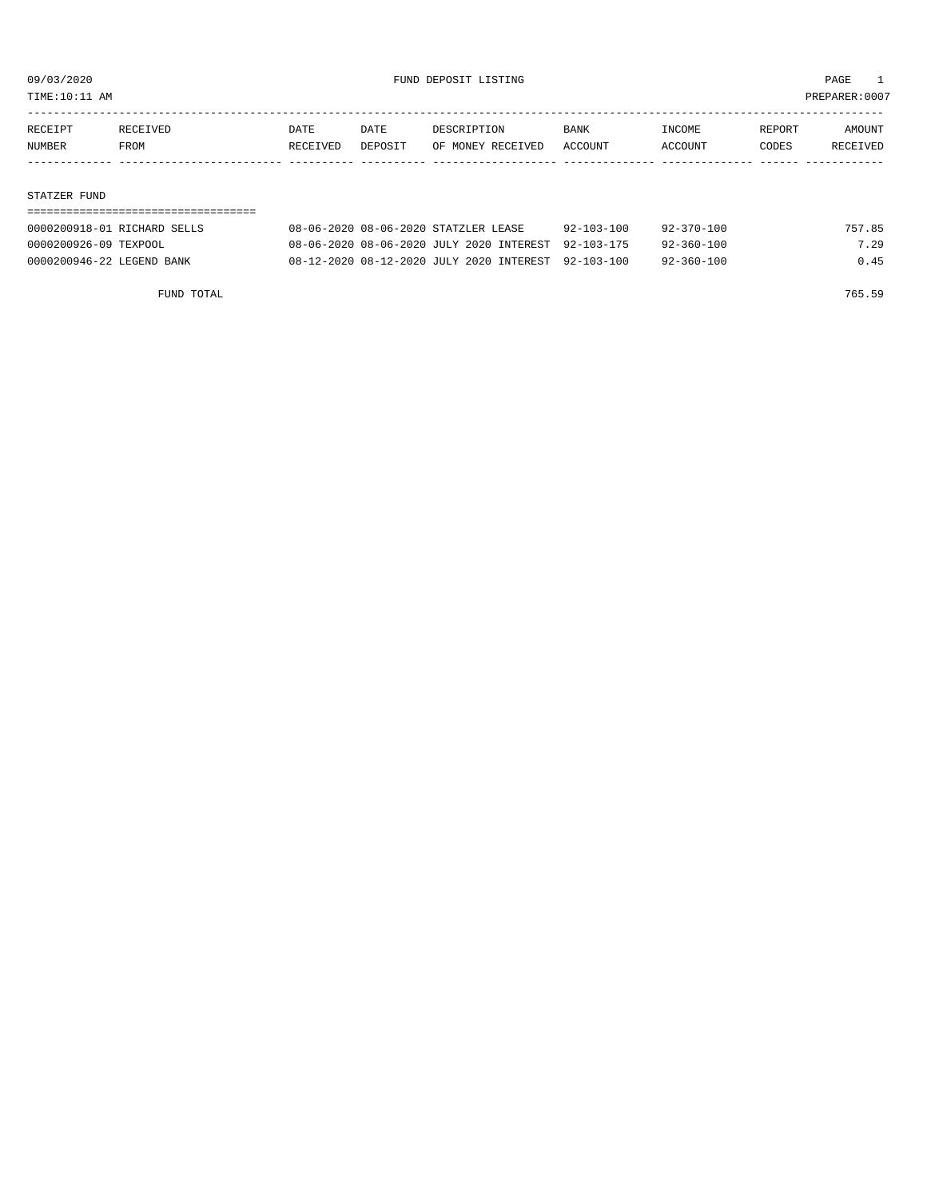09/03/2020 FUND DEPOSIT LISTING

TIME:10:11 AM PREPARER:0007

| RECEIPT NUMBER | RECEIVED FROM | DATE RECEIVED | DATE DEPOSIT | DESCRIPTION OF MONEY RECEIVED | BANK ACCOUNT | INCOME ACCOUNT | REPORT CODES | AMOUNT RECEIVED |
|---|---|---|---|---|---|---|---|---|
| **STATZER FUND** | | | | | | | | |
| 0000200918-01 | RICHARD SELLS | 08-06-2020 | 08-06-2020 | STATZLER LEASE | 92-103-100 | 92-370-100 | | 757.85 |
| 0000200926-09 | TEXPOOL | 08-06-2020 | 08-06-2020 | JULY 2020 INTEREST | 92-103-175 | 92-360-100 | | 7.29 |
| 0000200946-22 | LEGEND BANK | 08-12-2020 | 08-12-2020 | JULY 2020 INTEREST | 92-103-100 | 92-360-100 | | 0.45 |
| | FUND TOTAL | | | | | | | 765.59 |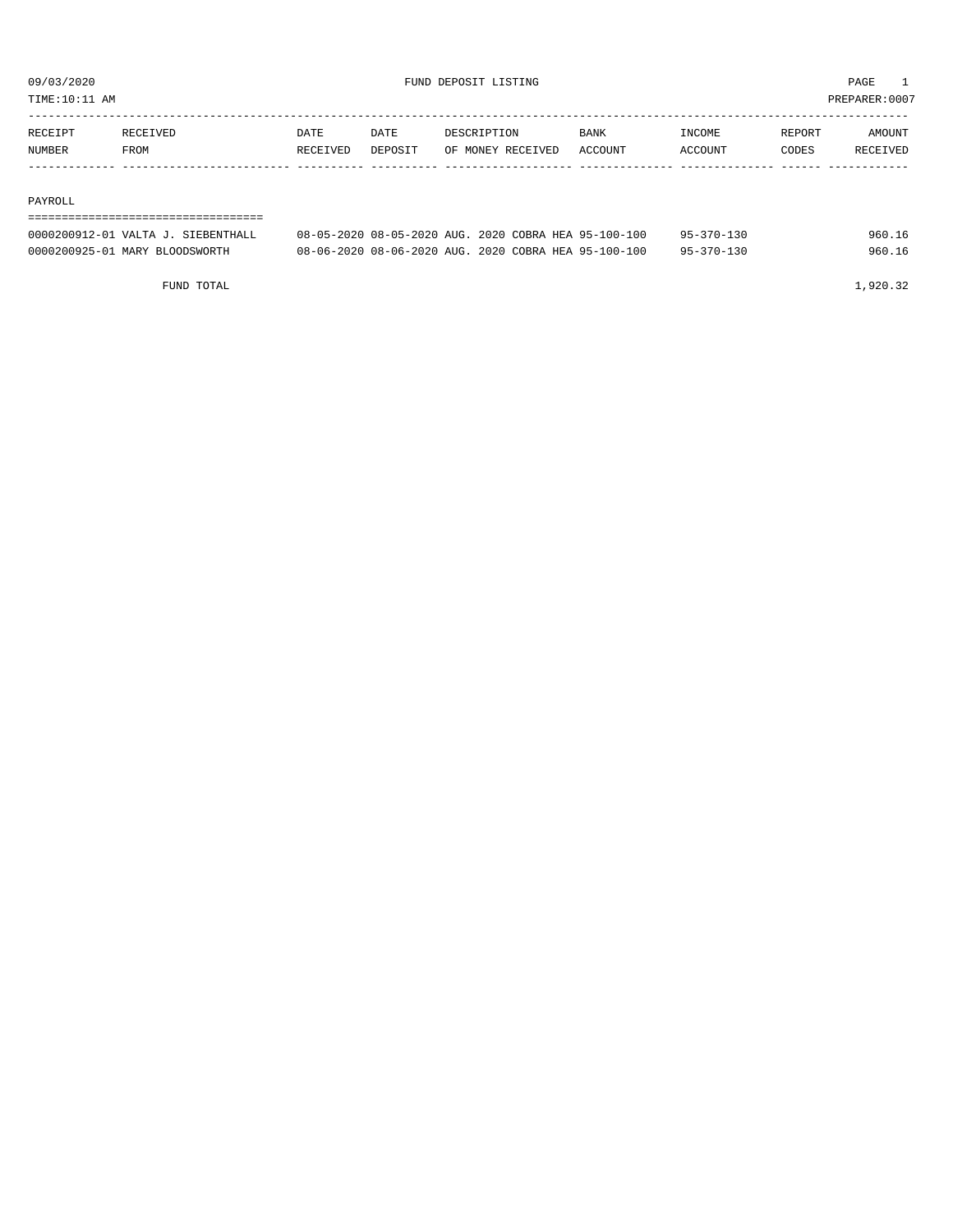FUND DEPOSIT LISTING

09/03/2020
TIME:10:11 AM
PREPARER:0007

| RECEIPT NUMBER | RECEIVED FROM | DATE RECEIVED | DATE DEPOSIT | DESCRIPTION OF MONEY RECEIVED | BANK ACCOUNT | INCOME ACCOUNT | REPORT CODES | AMOUNT RECEIVED |
|---|---|---|---|---|---|---|---|---|
| **PAYROLL** | | | | | | | | |
| 0000200912-01 | VALTA J. SIEBENTHALL | 08-05-2020 | 08-05-2020 | AUG. 2020 COBRA HEA | 95-100-100 | 95-370-130 | | 960.16 |
| 0000200925-01 | MARY BLOODSWORTH | 08-06-2020 | 08-06-2020 | AUG. 2020 COBRA HEA | 95-100-100 | 95-370-130 | | 960.16 |
| | FUND TOTAL | | | | | | | 1,920.32 |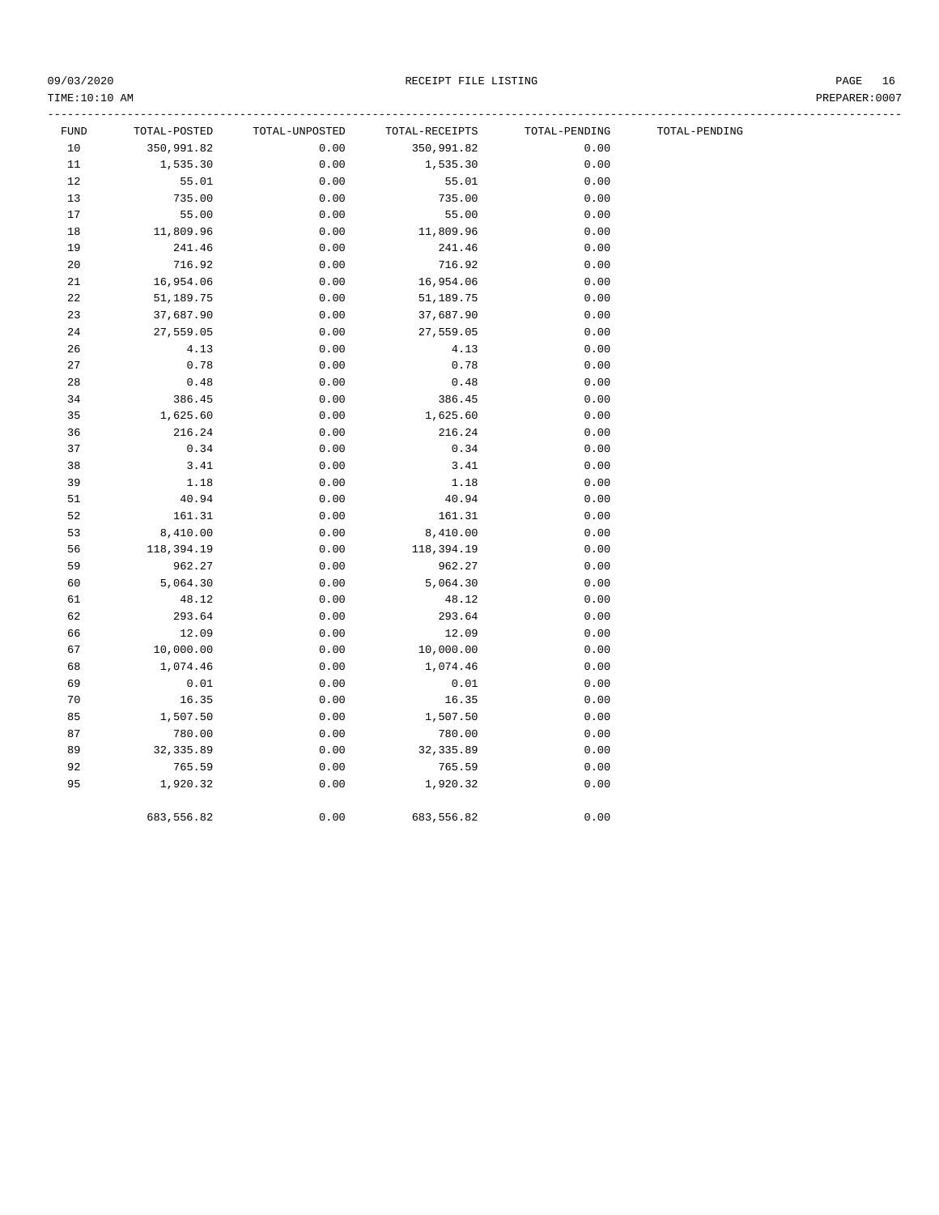09/03/2020 RECEIPT FILE LISTING

TIME:10:10 AM PREPARER:0007

| FUND | TOTAL-POSTED | TOTAL-UNPOSTED | TOTAL-RECEIPTS | TOTAL-PENDING | TOTAL-PENDING |
|---|---|---|---|---|---|
| 10 | 350,991.82 | 0.00 | 350,991.82 | 0.00 | |
| 11 | 1,535.30 | 0.00 | 1,535.30 | 0.00 | |
| 12 | 55.01 | 0.00 | 55.01 | 0.00 | |
| 13 | 735.00 | 0.00 | 735.00 | 0.00 | |
| 17 | 55.00 | 0.00 | 55.00 | 0.00 | |
| 18 | 11,809.96 | 0.00 | 11,809.96 | 0.00 | |
| 19 | 241.46 | 0.00 | 241.46 | 0.00 | |
| 20 | 716.92 | 0.00 | 716.92 | 0.00 | |
| 21 | 16,954.06 | 0.00 | 16,954.06 | 0.00 | |
| 22 | 51,189.75 | 0.00 | 51,189.75 | 0.00 | |
| 23 | 37,687.90 | 0.00 | 37,687.90 | 0.00 | |
| 24 | 27,559.05 | 0.00 | 27,559.05 | 0.00 | |
| 26 | 4.13 | 0.00 | 4.13 | 0.00 | |
| 27 | 0.78 | 0.00 | 0.78 | 0.00 | |
| 28 | 0.48 | 0.00 | 0.48 | 0.00 | |
| 34 | 386.45 | 0.00 | 386.45 | 0.00 | |
| 35 | 1,625.60 | 0.00 | 1,625.60 | 0.00 | |
| 36 | 216.24 | 0.00 | 216.24 | 0.00 | |
| 37 | 0.34 | 0.00 | 0.34 | 0.00 | |
| 38 | 3.41 | 0.00 | 3.41 | 0.00 | |
| 39 | 1.18 | 0.00 | 1.18 | 0.00 | |
| 51 | 40.94 | 0.00 | 40.94 | 0.00 | |
| 52 | 161.31 | 0.00 | 161.31 | 0.00 | |
| 53 | 8,410.00 | 0.00 | 8,410.00 | 0.00 | |
| 56 | 118,394.19 | 0.00 | 118,394.19 | 0.00 | |
| 59 | 962.27 | 0.00 | 962.27 | 0.00 | |
| 60 | 5,064.30 | 0.00 | 5,064.30 | 0.00 | |
| 61 | 48.12 | 0.00 | 48.12 | 0.00 | |
| 62 | 293.64 | 0.00 | 293.64 | 0.00 | |
| 66 | 12.09 | 0.00 | 12.09 | 0.00 | |
| 67 | 10,000.00 | 0.00 | 10,000.00 | 0.00 | |
| 68 | 1,074.46 | 0.00 | 1,074.46 | 0.00 | |
| 69 | 0.01 | 0.00 | 0.01 | 0.00 | |
| 70 | 16.35 | 0.00 | 16.35 | 0.00 | |
| 85 | 1,507.50 | 0.00 | 1,507.50 | 0.00 | |
| 87 | 780.00 | 0.00 | 780.00 | 0.00 | |
| 89 | 32,335.89 | 0.00 | 32,335.89 | 0.00 | |
| 92 | 765.59 | 0.00 | 765.59 | 0.00 | |
| 95 | 1,920.32 | 0.00 | 1,920.32 | 0.00 | |
| | 683,556.82 | 0.00 | 683,556.82 | 0.00 | |